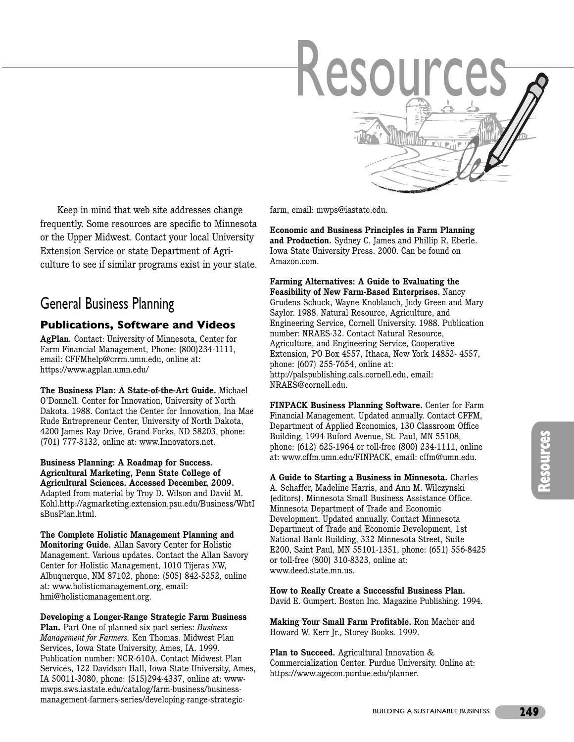# Resources

Keep in mind that web site addresses change frequently. Some resources are specific to Minnesota or the Upper Midwest. Contact your local University Extension Service or state Department of Agriculture to see if similar programs exist in your state.

## General Business Planning

### Publications, Software and Videos

**AgPlan.** Contact: University of Minnesota, Center for Farm Financial Management, Phone: (800)234-1111, email: CFFMhelp@crrm.umn.edu, online at: https://www.agplan.umn.edu/

**The Business Plan: A State-of-the-Art Guide.** Michael O'Donnell. Center for Innovation, University of North Dakota. 1988. Contact the Center for Innovation, Ina Mae Rude Entrepreneur Center, University of North Dakota, 4200 James Ray Drive, Grand Forks, ND 58203, phone: (701) 777-3132, online at: www.Innovators.net.

**Business Planning: A Roadmap for Success. Agricultural Marketing, Penn State College of Agricultural Sciences. Accessed December, 2009.** Adapted from material by Troy D. Wilson and David M. Kohl.http://agmarketing.extension.psu.edu/Business/WhtIsBusPlan.html.

**The Complete Holistic Management Planning and Monitoring Guide.** Allan Savory Center for Holistic Management. Various updates. Contact the Allan Savory Center for Holistic Management, 1010 Tijeras NW, Albuquerque, NM 87102, phone: (505) 842-5252, online at: www.holisticmanagement.org, email: hmi@holisticmanagement.org.

**Developing a Longer-Range Strategic Farm Business Plan.** Part One of planned six part series: *Business Management for Farmers.* Ken Thomas. Midwest Plan Services, Iowa State University, Ames, IA. 1999. Publication number: NCR-610A. Contact Midwest Plan Services, 122 Davidson Hall, Iowa State University, Ames, IA 50011-3080, phone: (515)294-4337, online at: www-mwps.sws.iastate.edu/catalog/farm-business/business-management-farmers-series/developing-range-strategic-farm, email: mwps@iastate.edu.

**Economic and Business Principles in Farm Planning and Production.** Sydney C. James and Phillip R. Eberle. Iowa State University Press. 2000. Can be found on Amazon.com.

**Farming Alternatives: A Guide to Evaluating the Feasibility of New Farm-Based Enterprises.** Nancy Grudens Schuck, Wayne Knoblauch, Judy Green and Mary Saylor. 1988. Natural Resource, Agriculture, and Engineering Service, Cornell University. 1988. Publication number: NRAES-32. Contact Natural Resource, Agriculture, and Engineering Service, Cooperative Extension, PO Box 4557, Ithaca, New York 14852- 4557, phone: (607) 255-7654, online at: http://palspublishing.cals.cornell.edu, email: NRAES@cornell.edu.

**FINPACK Business Planning Software.** Center for Farm Financial Management. Updated annually. Contact CFFM, Department of Applied Economics, 130 Classroom Office Building, 1994 Buford Avenue, St. Paul, MN 55108, phone: (612) 625-1964 or toll-free (800) 234-1111, online at: www.cffm.umn.edu/FINPACK, email: cffm@umn.edu.

**A Guide to Starting a Business in Minnesota.** Charles A. Schaffer, Madeline Harris, and Ann M. Wilczynski (editors). Minnesota Small Business Assistance Office. Minnesota Department of Trade and Economic Development. Updated annually. Contact Minnesota Department of Trade and Economic Development, 1st National Bank Building, 332 Minnesota Street, Suite E200, Saint Paul, MN 55101-1351, phone: (651) 556-8425 or toll-free (800) 310-8323, online at: www.deed.state.mn.us.

**How to Really Create a Successful Business Plan.** David E. Gumpert. Boston Inc. Magazine Publishing. 1994.

**Making Your Small Farm Profitable.** Ron Macher and Howard W. Kerr Jr., Storey Books. 1999.

**Plan to Succeed.** Agricultural Innovation & Commercialization Center. Purdue University. Online at: https://www.agecon.purdue.edu/planner.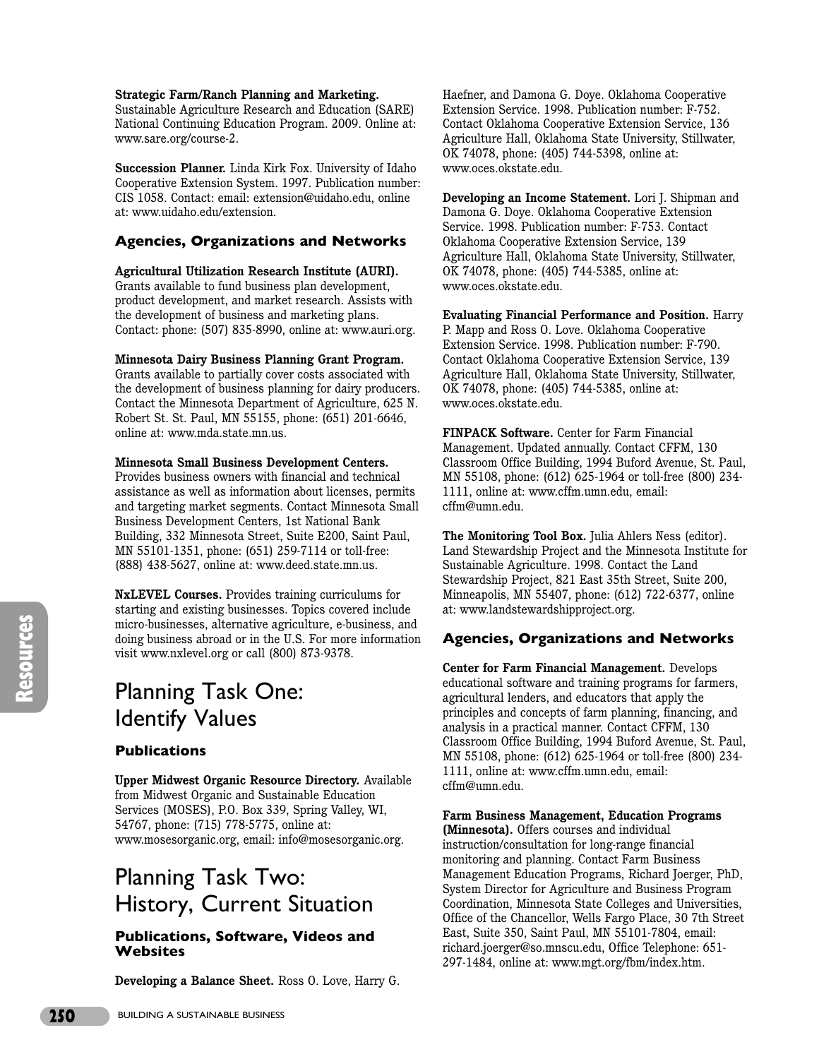**Strategic Farm/Ranch Planning and Marketing.** Sustainable Agriculture Research and Education (SARE) National Continuing Education Program. 2009. Online at: www.sare.org/course-2.

**Succession Planner.** Linda Kirk Fox. University of Idaho Cooperative Extension System. 1997. Publication number: CIS 1058. Contact: email: extension@uidaho.edu, online at: www.uidaho.edu/extension.

### Agencies, Organizations and Networks

**Agricultural Utilization Research Institute (AURI).** Grants available to fund business plan development, product development, and market research. Assists with the development of business and marketing plans. Contact: phone: (507) 835-8990, online at: www.auri.org.

**Minnesota Dairy Business Planning Grant Program.** Grants available to partially cover costs associated with the development of business planning for dairy producers. Contact the Minnesota Department of Agriculture, 625 N. Robert St. St. Paul, MN 55155, phone: (651) 201-6646, online at: www.mda.state.mn.us.

**Minnesota Small Business Development Centers.** Provides business owners with financial and technical assistance as well as information about licenses, permits and targeting market segments. Contact Minnesota Small Business Development Centers, 1st National Bank Building, 332 Minnesota Street, Suite E200, Saint Paul, MN 55101-1351, phone: (651) 259-7114 or toll-free: (888) 438-5627, online at: www.deed.state.mn.us.

**NxLEVEL Courses.** Provides training curriculums for starting and existing businesses. Topics covered include micro-businesses, alternative agriculture, e-business, and doing business abroad or in the U.S. For more information visit www.nxlevel.org or call (800) 873-9378.

## Planning Task One: Identify Values

### Publications

**Upper Midwest Organic Resource Directory.** Available from Midwest Organic and Sustainable Education Services (MOSES), P.O. Box 339, Spring Valley, WI, 54767, phone: (715) 778-5775, online at: www.mosesorganic.org, email: info@mosesorganic.org.

## Planning Task Two: History, Current Situation

### Publications, Software, Videos and Websites

**Developing a Balance Sheet.** Ross O. Love, Harry G. Haefner, and Damona G. Doye. Oklahoma Cooperative Extension Service. 1998. Publication number: F-752. Contact Oklahoma Cooperative Extension Service, 136 Agriculture Hall, Oklahoma State University, Stillwater, OK 74078, phone: (405) 744-5398, online at: www.oces.okstate.edu.

**Developing an Income Statement.** Lori J. Shipman and Damona G. Doye. Oklahoma Cooperative Extension Service. 1998. Publication number: F-753. Contact Oklahoma Cooperative Extension Service, 139 Agriculture Hall, Oklahoma State University, Stillwater, OK 74078, phone: (405) 744-5385, online at: www.oces.okstate.edu.

**Evaluating Financial Performance and Position.** Harry P. Mapp and Ross O. Love. Oklahoma Cooperative Extension Service. 1998. Publication number: F-790. Contact Oklahoma Cooperative Extension Service, 139 Agriculture Hall, Oklahoma State University, Stillwater, OK 74078, phone: (405) 744-5385, online at: www.oces.okstate.edu.

**FINPACK Software.** Center for Farm Financial Management. Updated annually. Contact CFFM, 130 Classroom Office Building, 1994 Buford Avenue, St. Paul, MN 55108, phone: (612) 625-1964 or toll-free (800) 234-1111, online at: www.cffm.umn.edu, email: cffm@umn.edu.

**The Monitoring Tool Box.** Julia Ahlers Ness (editor). Land Stewardship Project and the Minnesota Institute for Sustainable Agriculture. 1998. Contact the Land Stewardship Project, 821 East 35th Street, Suite 200, Minneapolis, MN 55407, phone: (612) 722-6377, online at: www.landstewardshipproject.org.

### Agencies, Organizations and Networks

**Center for Farm Financial Management.** Develops educational software and training programs for farmers, agricultural lenders, and educators that apply the principles and concepts of farm planning, financing, and analysis in a practical manner. Contact CFFM, 130 Classroom Office Building, 1994 Buford Avenue, St. Paul, MN 55108, phone: (612) 625-1964 or toll-free (800) 234-1111, online at: www.cffm.umn.edu, email: cffm@umn.edu.

**Farm Business Management, Education Programs (Minnesota).** Offers courses and individual instruction/consultation for long-range financial monitoring and planning. Contact Farm Business Management Education Programs, Richard Joerger, PhD, System Director for Agriculture and Business Program Coordination, Minnesota State Colleges and Universities, Office of the Chancellor, Wells Fargo Place, 30 7th Street East, Suite 350, Saint Paul, MN 55101-7804, email: richard.joerger@so.mnscu.edu, Office Telephone: 651-297-1484, online at: www.mgt.org/fbm/index.htm.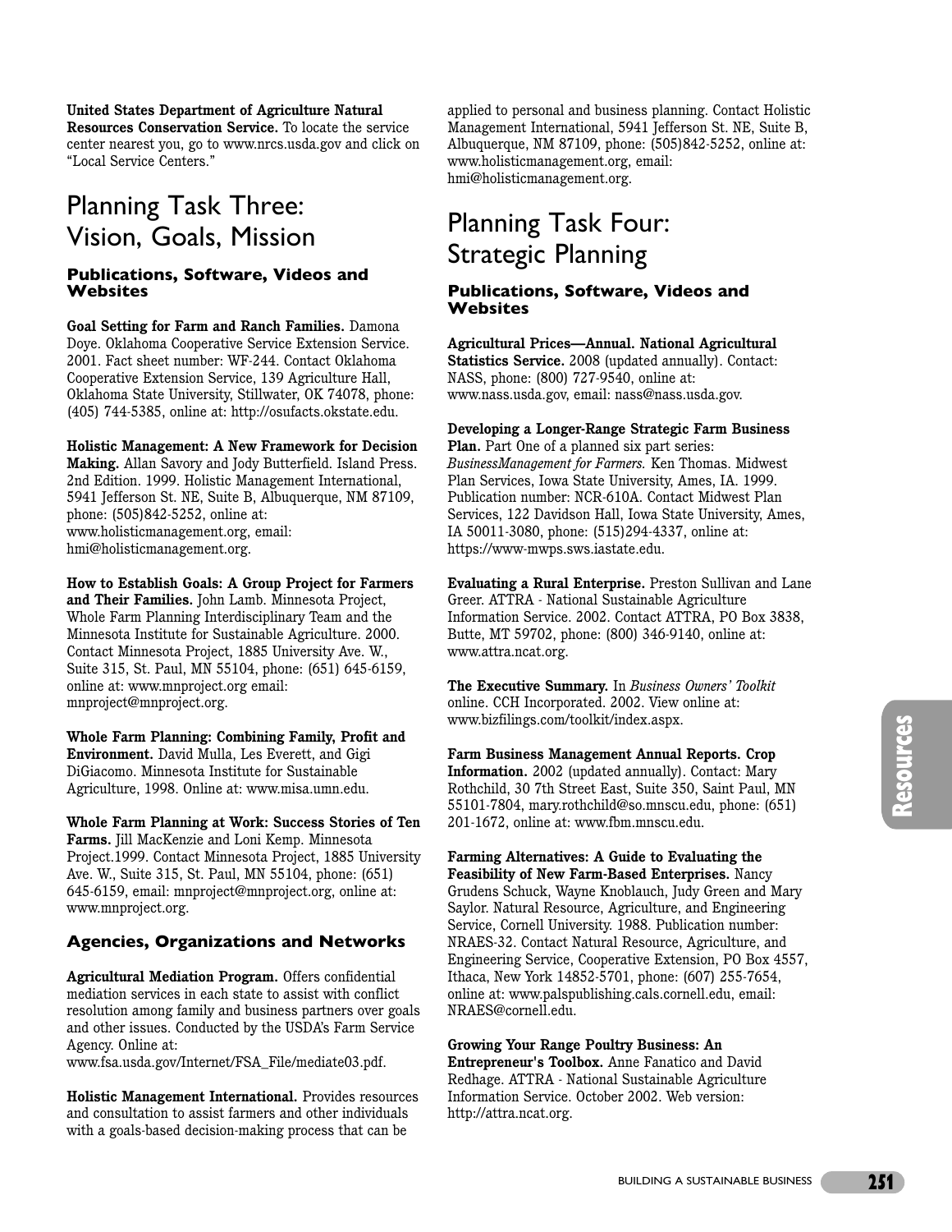**United States Department of Agriculture Natural Resources Conservation Service.** To locate the service center nearest you, go to www.nrcs.usda.gov and click on "Local Service Centers."

# Planning Task Three: Vision, Goals, Mission

### Publications, Software, Videos and Websites

**Goal Setting for Farm and Ranch Families.** Damona Doye. Oklahoma Cooperative Service Extension Service. 2001. Fact sheet number: WF-244. Contact Oklahoma Cooperative Extension Service, 139 Agriculture Hall, Oklahoma State University, Stillwater, OK 74078, phone: (405) 744-5385, online at: http://osufacts.okstate.edu.

**Holistic Management: A New Framework for Decision Making.** Allan Savory and Jody Butterfield. Island Press. 2nd Edition. 1999. Holistic Management International, 5941 Jefferson St. NE, Suite B, Albuquerque, NM 87109, phone: (505)842-5252, online at: www.holisticmanagement.org, email: hmi@holisticmanagement.org.

**How to Establish Goals: A Group Project for Farmers and Their Families.** John Lamb. Minnesota Project, Whole Farm Planning Interdisciplinary Team and the Minnesota Institute for Sustainable Agriculture. 2000. Contact Minnesota Project, 1885 University Ave. W., Suite 315, St. Paul, MN 55104, phone: (651) 645-6159, online at: www.mnproject.org email: mnproject@mnproject.org.

**Whole Farm Planning: Combining Family, Profit and Environment.** David Mulla, Les Everett, and Gigi DiGiacomo. Minnesota Institute for Sustainable Agriculture, 1998. Online at: www.misa.umn.edu.

**Whole Farm Planning at Work: Success Stories of Ten Farms.** Jill MacKenzie and Loni Kemp. Minnesota Project.1999. Contact Minnesota Project, 1885 University Ave. W., Suite 315, St. Paul, MN 55104, phone: (651) 645-6159, email: mnproject@mnproject.org, online at: www.mnproject.org.

### Agencies, Organizations and Networks

**Agricultural Mediation Program.** Offers confidential mediation services in each state to assist with conflict resolution among family and business partners over goals and other issues. Conducted by the USDA's Farm Service Agency. Online at: www.fsa.usda.gov/Internet/FSA_File/mediate03.pdf.

**Holistic Management International.** Provides resources and consultation to assist farmers and other individuals with a goals-based decision-making process that can be applied to personal and business planning. Contact Holistic Management International, 5941 Jefferson St. NE, Suite B, Albuquerque, NM 87109, phone: (505)842-5252, online at: www.holisticmanagement.org, email: hmi@holisticmanagement.org.

# Planning Task Four: Strategic Planning

### Publications, Software, Videos and Websites

**Agricultural Prices—Annual. National Agricultural Statistics Service.** 2008 (updated annually). Contact: NASS, phone: (800) 727-9540, online at: www.nass.usda.gov, email: nass@nass.usda.gov.

**Developing a Longer-Range Strategic Farm Business Plan.** Part One of a planned six part series: *BusinessManagement for Farmers.* Ken Thomas. Midwest Plan Services, Iowa State University, Ames, IA. 1999. Publication number: NCR-610A. Contact Midwest Plan Services, 122 Davidson Hall, Iowa State University, Ames, IA 50011-3080, phone: (515)294-4337, online at: https://www-mwps.sws.iastate.edu.

**Evaluating a Rural Enterprise.** Preston Sullivan and Lane Greer. ATTRA - National Sustainable Agriculture Information Service. 2002. Contact ATTRA, PO Box 3838, Butte, MT 59702, phone: (800) 346-9140, online at: www.attra.ncat.org.

**The Executive Summary.** In *Business Owners' Toolkit* online. CCH Incorporated. 2002. View online at: www.bizfilings.com/toolkit/index.aspx.

**Farm Business Management Annual Reports. Crop Information.** 2002 (updated annually). Contact: Mary Rothchild, 30 7th Street East, Suite 350, Saint Paul, MN 55101-7804, mary.rothchild@so.mnscu.edu, phone: (651) 201-1672, online at: www.fbm.mnscu.edu.

**Farming Alternatives: A Guide to Evaluating the Feasibility of New Farm-Based Enterprises.** Nancy Grudens Schuck, Wayne Knoblauch, Judy Green and Mary Saylor. Natural Resource, Agriculture, and Engineering Service, Cornell University. 1988. Publication number: NRAES-32. Contact Natural Resource, Agriculture, and Engineering Service, Cooperative Extension, PO Box 4557, Ithaca, New York 14852-5701, phone: (607) 255-7654, online at: www.palspublishing.cals.cornell.edu, email: NRAES@cornell.edu.

**Growing Your Range Poultry Business: An Entrepreneur's Toolbox.** Anne Fanatico and David Redhage. ATTRA - National Sustainable Agriculture Information Service. October 2002. Web version: http://attra.ncat.org.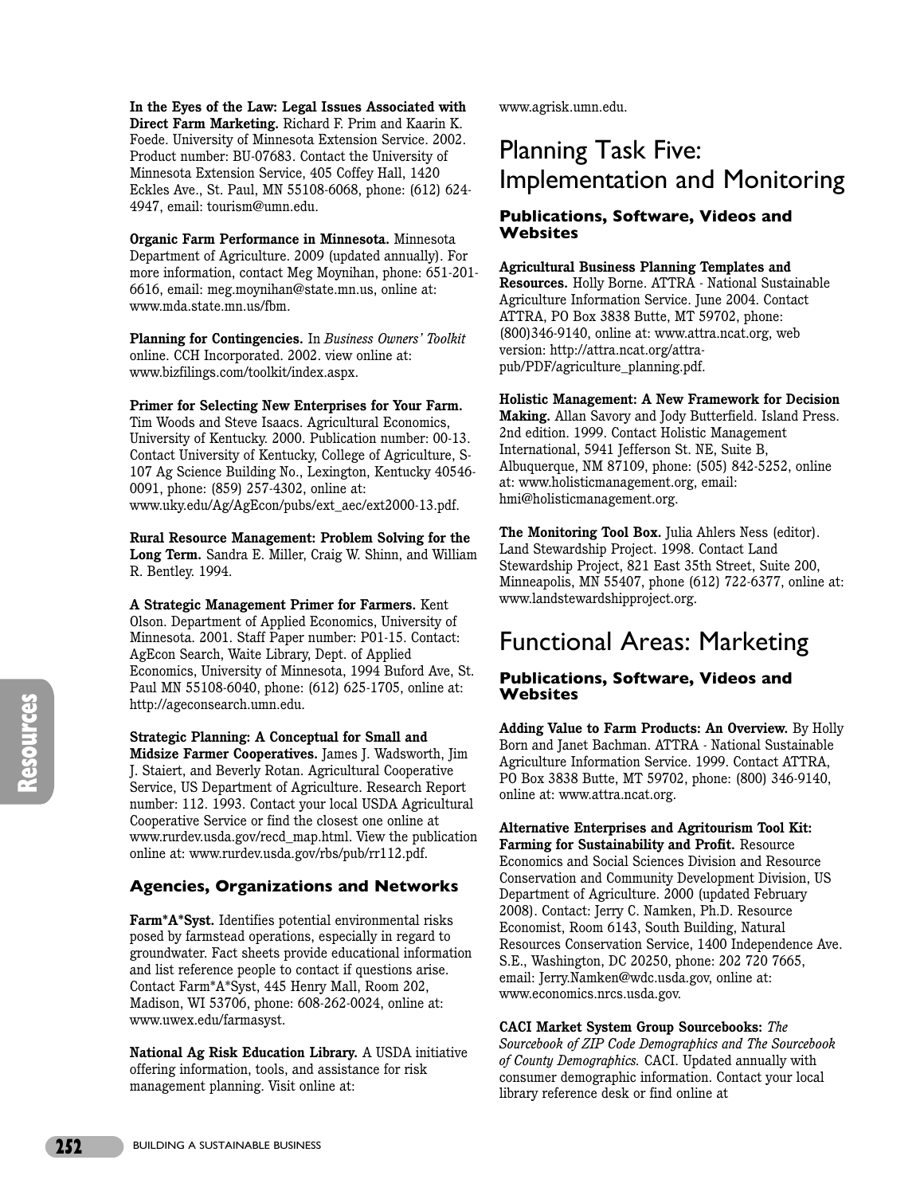**In the Eyes of the Law: Legal Issues Associated with Direct Farm Marketing.** Richard F. Prim and Kaarin K. Foede. University of Minnesota Extension Service. 2002. Product number: BU-07683. Contact the University of Minnesota Extension Service, 405 Coffey Hall, 1420 Eckles Ave., St. Paul, MN 55108-6068, phone: (612) 624-4947, email: tourism@umn.edu.

**Organic Farm Performance in Minnesota.** Minnesota Department of Agriculture. 2009 (updated annually). For more information, contact Meg Moynihan, phone: 651-201-6616, email: meg.moynihan@state.mn.us, online at: www.mda.state.mn.us/fbm.

**Planning for Contingencies.** In *Business Owners' Toolkit* online. CCH Incorporated. 2002. view online at: www.bizfilings.com/toolkit/index.aspx.

**Primer for Selecting New Enterprises for Your Farm.** Tim Woods and Steve Isaacs. Agricultural Economics, University of Kentucky. 2000. Publication number: 00-13. Contact University of Kentucky, College of Agriculture, S-107 Ag Science Building No., Lexington, Kentucky 40546-0091, phone: (859) 257-4302, online at: www.uky.edu/Ag/AgEcon/pubs/ext_aec/ext2000-13.pdf.

**Rural Resource Management: Problem Solving for the Long Term.** Sandra E. Miller, Craig W. Shinn, and William R. Bentley. 1994.

**A Strategic Management Primer for Farmers.** Kent Olson. Department of Applied Economics, University of Minnesota. 2001. Staff Paper number: P01-15. Contact: AgEcon Search, Waite Library, Dept. of Applied Economics, University of Minnesota, 1994 Buford Ave, St. Paul MN 55108-6040, phone: (612) 625-1705, online at: http://ageconsearch.umn.edu.

**Strategic Planning: A Conceptual for Small and Midsize Farmer Cooperatives.** James J. Wadsworth, Jim J. Staiert, and Beverly Rotan. Agricultural Cooperative Service, US Department of Agriculture. Research Report number: 112. 1993. Contact your local USDA Agricultural Cooperative Service or find the closest one online at www.rurdev.usda.gov/recd_map.html. View the publication online at: www.rurdev.usda.gov/rbs/pub/rr112.pdf.

### Agencies, Organizations and Networks

**Farm*A*Syst.** Identifies potential environmental risks posed by farmstead operations, especially in regard to groundwater. Fact sheets provide educational information and list reference people to contact if questions arise. Contact Farm*A*Syst, 445 Henry Mall, Room 202, Madison, WI 53706, phone: 608-262-0024, online at: www.uwex.edu/farmasyst.

**National Ag Risk Education Library.** A USDA initiative offering information, tools, and assistance for risk management planning. Visit online at: www.agrisk.umn.edu.

## Planning Task Five: Implementation and Monitoring

### Publications, Software, Videos and Websites

**Agricultural Business Planning Templates and Resources.** Holly Borne. ATTRA - National Sustainable Agriculture Information Service. June 2004. Contact ATTRA, PO Box 3838 Butte, MT 59702, phone: (800)346-9140, online at: www.attra.ncat.org, web version: http://attra.ncat.org/attra-pub/PDF/agriculture_planning.pdf.

**Holistic Management: A New Framework for Decision Making.** Allan Savory and Jody Butterfield. Island Press. 2nd edition. 1999. Contact Holistic Management International, 5941 Jefferson St. NE, Suite B, Albuquerque, NM 87109, phone: (505) 842-5252, online at: www.holisticmanagement.org, email: hmi@holisticmanagement.org.

**The Monitoring Tool Box.** Julia Ahlers Ness (editor). Land Stewardship Project. 1998. Contact Land Stewardship Project, 821 East 35th Street, Suite 200, Minneapolis, MN 55407, phone (612) 722-6377, online at: www.landstewardshipproject.org.

## Functional Areas: Marketing

### Publications, Software, Videos and Websites

**Adding Value to Farm Products: An Overview.** By Holly Born and Janet Bachman. ATTRA - National Sustainable Agriculture Information Service. 1999. Contact ATTRA, PO Box 3838 Butte, MT 59702, phone: (800) 346-9140, online at: www.attra.ncat.org.

**Alternative Enterprises and Agritourism Tool Kit: Farming for Sustainability and Profit.** Resource Economics and Social Sciences Division and Resource Conservation and Community Development Division, US Department of Agriculture. 2000 (updated February 2008). Contact: Jerry C. Namken, Ph.D. Resource Economist, Room 6143, South Building, Natural Resources Conservation Service, 1400 Independence Ave. S.E., Washington, DC 20250, phone: 202 720 7665, email: Jerry.Namken@wdc.usda.gov, online at: www.economics.nrcs.usda.gov.

**CACI Market System Group Sourcebooks:** *The Sourcebook of ZIP Code Demographics and The Sourcebook of County Demographics.* CACI. Updated annually with consumer demographic information. Contact your local library reference desk or find online at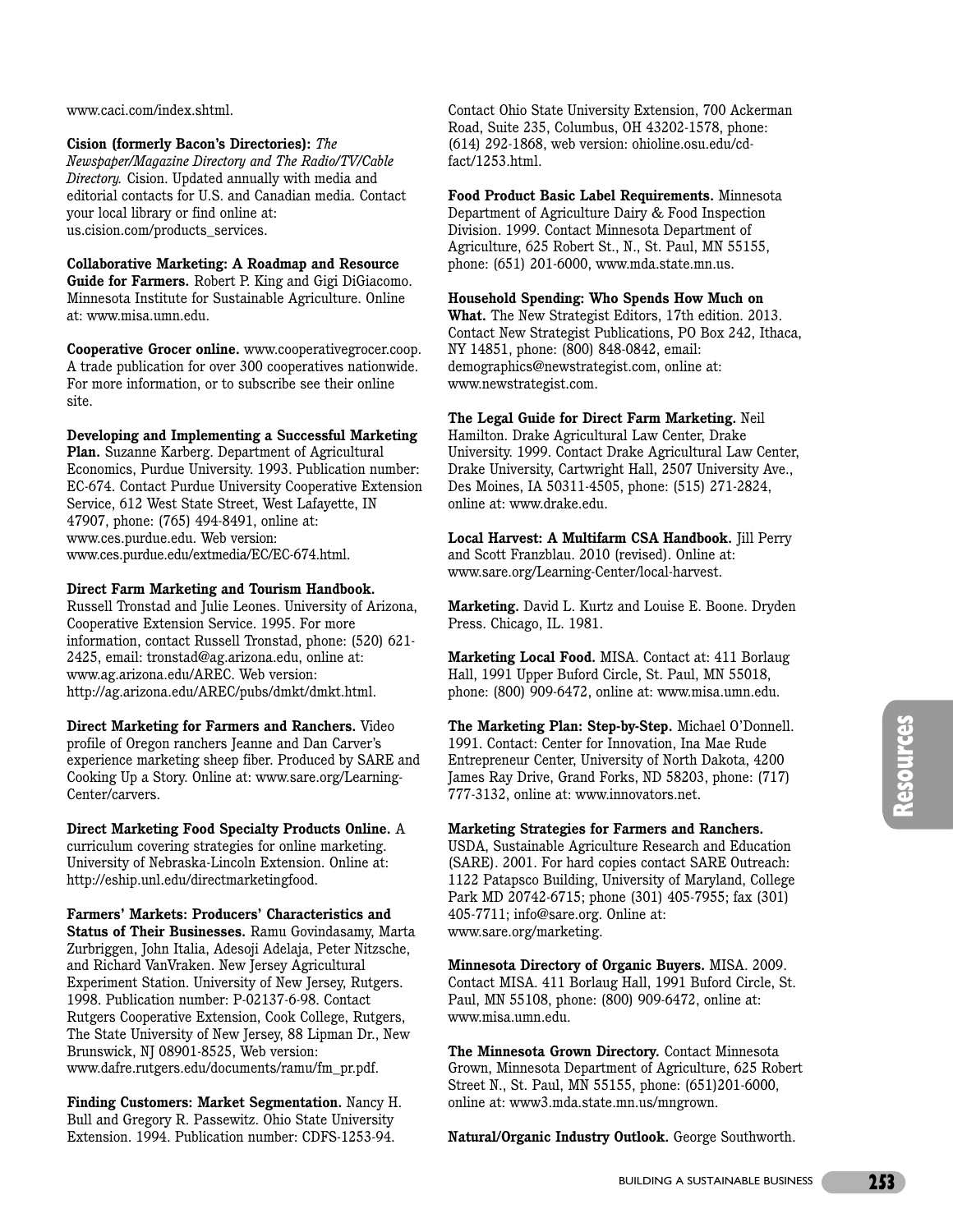www.caci.com/index.shtml.

**Cision (formerly Bacon's Directories):** *The Newspaper/Magazine Directory and The Radio/TV/Cable Directory.* Cision. Updated annually with media and editorial contacts for U.S. and Canadian media. Contact your local library or find online at: us.cision.com/products_services.

**Collaborative Marketing: A Roadmap and Resource Guide for Farmers.** Robert P. King and Gigi DiGiacomo. Minnesota Institute for Sustainable Agriculture. Online at: www.misa.umn.edu.

**Cooperative Grocer online.** www.cooperativegrocer.coop. A trade publication for over 300 cooperatives nationwide. For more information, or to subscribe see their online site.

**Developing and Implementing a Successful Marketing Plan.** Suzanne Karberg. Department of Agricultural Economics, Purdue University. 1993. Publication number: EC-674. Contact Purdue University Cooperative Extension Service, 612 West State Street, West Lafayette, IN 47907, phone: (765) 494-8491, online at: www.ces.purdue.edu. Web version: www.ces.purdue.edu/extmedia/EC/EC-674.html.

**Direct Farm Marketing and Tourism Handbook.** Russell Tronstad and Julie Leones. University of Arizona, Cooperative Extension Service. 1995. For more information, contact Russell Tronstad, phone: (520) 621-2425, email: tronstad@ag.arizona.edu, online at: www.ag.arizona.edu/AREC. Web version: http://ag.arizona.edu/AREC/pubs/dmkt/dmkt.html.

**Direct Marketing for Farmers and Ranchers.** Video profile of Oregon ranchers Jeanne and Dan Carver's experience marketing sheep fiber. Produced by SARE and Cooking Up a Story. Online at: www.sare.org/Learning-Center/carvers.

**Direct Marketing Food Specialty Products Online.** A curriculum covering strategies for online marketing. University of Nebraska-Lincoln Extension. Online at: http://eship.unl.edu/directmarketingfood.

**Farmers' Markets: Producers' Characteristics and Status of Their Businesses.** Ramu Govindasamy, Marta Zurbriggen, John Italia, Adesoji Adelaja, Peter Nitzsche, and Richard VanVraken. New Jersey Agricultural Experiment Station. University of New Jersey, Rutgers. 1998. Publication number: P-02137-6-98. Contact Rutgers Cooperative Extension, Cook College, Rutgers, The State University of New Jersey, 88 Lipman Dr., New Brunswick, NJ 08901-8525, Web version: www.dafre.rutgers.edu/documents/ramu/fm_pr.pdf.

**Finding Customers: Market Segmentation.** Nancy H. Bull and Gregory R. Passewitz. Ohio State University Extension. 1994. Publication number: CDFS-1253-94. Contact Ohio State University Extension, 700 Ackerman Road, Suite 235, Columbus, OH 43202-1578, phone: (614) 292-1868, web version: ohioline.osu.edu/cd-fact/1253.html.

**Food Product Basic Label Requirements.** Minnesota Department of Agriculture Dairy & Food Inspection Division. 1999. Contact Minnesota Department of Agriculture, 625 Robert St., N., St. Paul, MN 55155, phone: (651) 201-6000, www.mda.state.mn.us.

**Household Spending: Who Spends How Much on What.** The New Strategist Editors, 17th edition. 2013. Contact New Strategist Publications, PO Box 242, Ithaca, NY 14851, phone: (800) 848-0842, email: demographics@newstrategist.com, online at: www.newstrategist.com.

**The Legal Guide for Direct Farm Marketing.** Neil Hamilton. Drake Agricultural Law Center, Drake University. 1999. Contact Drake Agricultural Law Center, Drake University, Cartwright Hall, 2507 University Ave., Des Moines, IA 50311-4505, phone: (515) 271-2824, online at: www.drake.edu.

**Local Harvest: A Multifarm CSA Handbook.** Jill Perry and Scott Franzblau. 2010 (revised). Online at: www.sare.org/Learning-Center/local-harvest.

**Marketing.** David L. Kurtz and Louise E. Boone. Dryden Press. Chicago, IL. 1981.

**Marketing Local Food.** MISA. Contact at: 411 Borlaug Hall, 1991 Upper Buford Circle, St. Paul, MN 55018, phone: (800) 909-6472, online at: www.misa.umn.edu.

**The Marketing Plan: Step-by-Step.** Michael O'Donnell. 1991. Contact: Center for Innovation, Ina Mae Rude Entrepreneur Center, University of North Dakota, 4200 James Ray Drive, Grand Forks, ND 58203, phone: (717) 777-3132, online at: www.innovators.net.

**Marketing Strategies for Farmers and Ranchers.** USDA, Sustainable Agriculture Research and Education (SARE). 2001. For hard copies contact SARE Outreach: 1122 Patapsco Building, University of Maryland, College Park MD 20742-6715; phone (301) 405-7955; fax (301) 405-7711; info@sare.org. Online at: www.sare.org/marketing.

**Minnesota Directory of Organic Buyers.** MISA. 2009. Contact MISA. 411 Borlaug Hall, 1991 Buford Circle, St. Paul, MN 55108, phone: (800) 909-6472, online at: www.misa.umn.edu.

**The Minnesota Grown Directory.** Contact Minnesota Grown, Minnesota Department of Agriculture, 625 Robert Street N., St. Paul, MN 55155, phone: (651)201-6000, online at: www3.mda.state.mn.us/mngrown.

**Natural/Organic Industry Outlook.** George Southworth.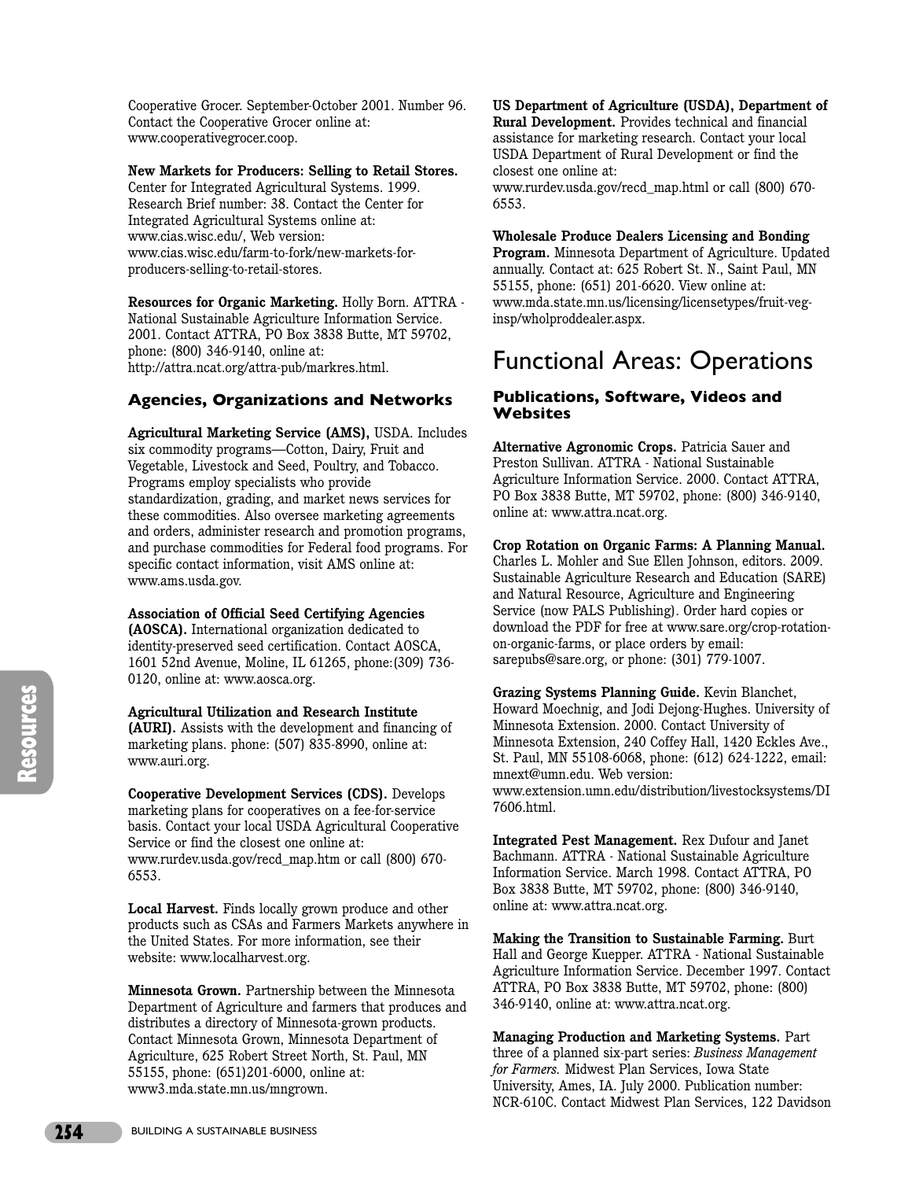Cooperative Grocer. September-October 2001. Number 96. Contact the Cooperative Grocer online at: www.cooperativegrocer.coop.

**New Markets for Producers: Selling to Retail Stores.** Center for Integrated Agricultural Systems. 1999. Research Brief number: 38. Contact the Center for Integrated Agricultural Systems online at: www.cias.wisc.edu/, Web version: www.cias.wisc.edu/farm-to-fork/new-markets-for-producers-selling-to-retail-stores.

**Resources for Organic Marketing.** Holly Born. ATTRA - National Sustainable Agriculture Information Service. 2001. Contact ATTRA, PO Box 3838 Butte, MT 59702, phone: (800) 346-9140, online at: http://attra.ncat.org/attra-pub/markres.html.

### Agencies, Organizations and Networks

**Agricultural Marketing Service (AMS),** USDA. Includes six commodity programs—Cotton, Dairy, Fruit and Vegetable, Livestock and Seed, Poultry, and Tobacco. Programs employ specialists who provide standardization, grading, and market news services for these commodities. Also oversee marketing agreements and orders, administer research and promotion programs, and purchase commodities for Federal food programs. For specific contact information, visit AMS online at: www.ams.usda.gov.

**Association of Official Seed Certifying Agencies (AOSCA).** International organization dedicated to identity-preserved seed certification. Contact AOSCA, 1601 52nd Avenue, Moline, IL 61265, phone:(309) 736-0120, online at: www.aosca.org.

**Agricultural Utilization and Research Institute (AURI).** Assists with the development and financing of marketing plans. phone: (507) 835-8990, online at: www.auri.org.

**Cooperative Development Services (CDS).** Develops marketing plans for cooperatives on a fee-for-service basis. Contact your local USDA Agricultural Cooperative Service or find the closest one online at: www.rurdev.usda.gov/recd_map.htm or call (800) 670-6553.

**Local Harvest.** Finds locally grown produce and other products such as CSAs and Farmers Markets anywhere in the United States. For more information, see their website: www.localharvest.org.

**Minnesota Grown.** Partnership between the Minnesota Department of Agriculture and farmers that produces and distributes a directory of Minnesota-grown products. Contact Minnesota Grown, Minnesota Department of Agriculture, 625 Robert Street North, St. Paul, MN 55155, phone: (651)201-6000, online at: www3.mda.state.mn.us/mngrown.

**US Department of Agriculture (USDA), Department of Rural Development.** Provides technical and financial assistance for marketing research. Contact your local USDA Department of Rural Development or find the closest one online at: www.rurdev.usda.gov/recd_map.html or call (800) 670-6553.

**Wholesale Produce Dealers Licensing and Bonding Program.** Minnesota Department of Agriculture. Updated annually. Contact at: 625 Robert St. N., Saint Paul, MN 55155, phone: (651) 201-6620. View online at: www.mda.state.mn.us/licensing/licensetypes/fruit-veg-insp/wholproddealer.aspx.

## Functional Areas: Operations

### Publications, Software, Videos and Websites

**Alternative Agronomic Crops.** Patricia Sauer and Preston Sullivan. ATTRA - National Sustainable Agriculture Information Service. 2000. Contact ATTRA, PO Box 3838 Butte, MT 59702, phone: (800) 346-9140, online at: www.attra.ncat.org.

**Crop Rotation on Organic Farms: A Planning Manual.** Charles L. Mohler and Sue Ellen Johnson, editors. 2009. Sustainable Agriculture Research and Education (SARE) and Natural Resource, Agriculture and Engineering Service (now PALS Publishing). Order hard copies or download the PDF for free at www.sare.org/crop-rotation-on-organic-farms, or place orders by email: sarepubs@sare.org, or phone: (301) 779-1007.

**Grazing Systems Planning Guide.** Kevin Blanchet, Howard Moechnig, and Jodi Dejong-Hughes. University of Minnesota Extension. 2000. Contact University of Minnesota Extension, 240 Coffey Hall, 1420 Eckles Ave., St. Paul, MN 55108-6068, phone: (612) 624-1222, email: mnext@umn.edu. Web version: www.extension.umn.edu/distribution/livestocksystems/DI7606.html.

**Integrated Pest Management.** Rex Dufour and Janet Bachmann. ATTRA - National Sustainable Agriculture Information Service. March 1998. Contact ATTRA, PO Box 3838 Butte, MT 59702, phone: (800) 346-9140, online at: www.attra.ncat.org.

**Making the Transition to Sustainable Farming.** Burt Hall and George Kuepper. ATTRA - National Sustainable Agriculture Information Service. December 1997. Contact ATTRA, PO Box 3838 Butte, MT 59702, phone: (800) 346-9140, online at: www.attra.ncat.org.

**Managing Production and Marketing Systems.** Part three of a planned six-part series: *Business Management for Farmers.* Midwest Plan Services, Iowa State University, Ames, IA. July 2000. Publication number: NCR-610C. Contact Midwest Plan Services, 122 Davidson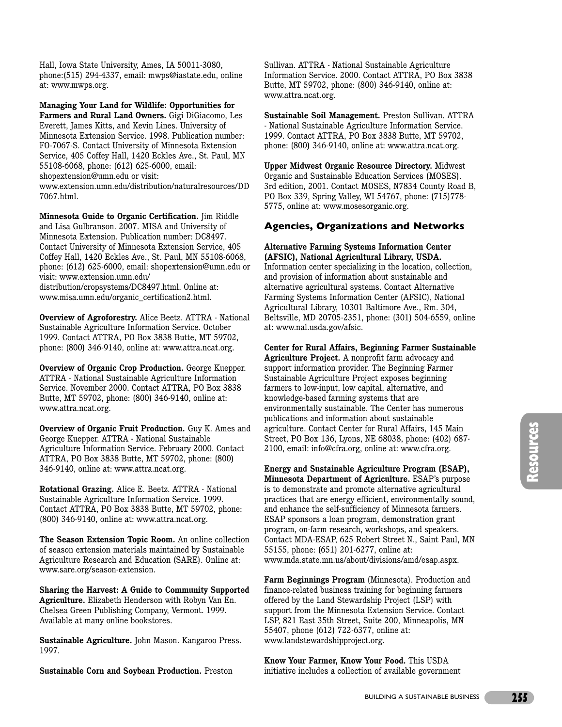Hall, Iowa State University, Ames, IA 50011-3080, phone:(515) 294-4337, email: mwps@iastate.edu, online at: www.mwps.org.

**Managing Your Land for Wildlife: Opportunities for Farmers and Rural Land Owners.** Gigi DiGiacomo, Les Everett, James Kitts, and Kevin Lines. University of Minnesota Extension Service. 1998. Publication number: FO-7067-S. Contact University of Minnesota Extension Service, 405 Coffey Hall, 1420 Eckles Ave., St. Paul, MN 55108-6068, phone: (612) 625-6000, email: shopextension@umn.edu or visit: www.extension.umn.edu/distribution/naturalresources/DD7067.html.

**Minnesota Guide to Organic Certification.** Jim Riddle and Lisa Gulbranson. 2007. MISA and University of Minnesota Extension. Publication number: DC8497. Contact University of Minnesota Extension Service, 405 Coffey Hall, 1420 Eckles Ave., St. Paul, MN 55108-6068, phone: (612) 625-6000, email: shopextension@umn.edu or visit: www.extension.umn.edu/distribution/cropsystems/DC8497.html. Online at: www.misa.umn.edu/organic_certification2.html.

**Overview of Agroforestry.** Alice Beetz. ATTRA - National Sustainable Agriculture Information Service. October 1999. Contact ATTRA, PO Box 3838 Butte, MT 59702, phone: (800) 346-9140, online at: www.attra.ncat.org.

**Overview of Organic Crop Production.** George Kuepper. ATTRA - National Sustainable Agriculture Information Service. November 2000. Contact ATTRA, PO Box 3838 Butte, MT 59702, phone: (800) 346-9140, online at: www.attra.ncat.org.

**Overview of Organic Fruit Production.** Guy K. Ames and George Kuepper. ATTRA - National Sustainable Agriculture Information Service. February 2000. Contact ATTRA, PO Box 3838 Butte, MT 59702, phone: (800) 346-9140, online at: www.attra.ncat.org.

**Rotational Grazing.** Alice E. Beetz. ATTRA - National Sustainable Agriculture Information Service. 1999. Contact ATTRA, PO Box 3838 Butte, MT 59702, phone: (800) 346-9140, online at: www.attra.ncat.org.

**The Season Extension Topic Room.** An online collection of season extension materials maintained by Sustainable Agriculture Research and Education (SARE). Online at: www.sare.org/season-extension.

**Sharing the Harvest: A Guide to Community Supported Agriculture.** Elizabeth Henderson with Robyn Van En. Chelsea Green Publishing Company, Vermont. 1999. Available at many online bookstores.

**Sustainable Agriculture.** John Mason. Kangaroo Press. 1997.

**Sustainable Corn and Soybean Production.** Preston Sullivan. ATTRA - National Sustainable Agriculture Information Service. 2000. Contact ATTRA, PO Box 3838 Butte, MT 59702, phone: (800) 346-9140, online at: www.attra.ncat.org.

**Sustainable Soil Management.** Preston Sullivan. ATTRA - National Sustainable Agriculture Information Service. 1999. Contact ATTRA, PO Box 3838 Butte, MT 59702, phone: (800) 346-9140, online at: www.attra.ncat.org.

**Upper Midwest Organic Resource Directory.** Midwest Organic and Sustainable Education Services (MOSES). 3rd edition, 2001. Contact MOSES, N7834 County Road B, PO Box 339, Spring Valley, WI 54767, phone: (715)778-5775, online at: www.mosesorganic.org.

## Agencies, Organizations and Networks

**Alternative Farming Systems Information Center (AFSIC), National Agricultural Library, USDA.** Information center specializing in the location, collection, and provision of information about sustainable and alternative agricultural systems. Contact Alternative Farming Systems Information Center (AFSIC), National Agricultural Library, 10301 Baltimore Ave., Rm. 304, Beltsville, MD 20705-2351, phone: (301) 504-6559, online at: www.nal.usda.gov/afsic.

**Center for Rural Affairs, Beginning Farmer Sustainable Agriculture Project.** A nonprofit farm advocacy and support information provider. The Beginning Farmer Sustainable Agriculture Project exposes beginning farmers to low-input, low capital, alternative, and knowledge-based farming systems that are environmentally sustainable. The Center has numerous publications and information about sustainable agriculture. Contact Center for Rural Affairs, 145 Main Street, PO Box 136, Lyons, NE 68038, phone: (402) 687-2100, email: info@cfra.org, online at: www.cfra.org.

**Energy and Sustainable Agriculture Program (ESAP), Minnesota Department of Agriculture.** ESAP's purpose is to demonstrate and promote alternative agricultural practices that are energy efficient, environmentally sound, and enhance the self-sufficiency of Minnesota farmers. ESAP sponsors a loan program, demonstration grant program, on-farm research, workshops, and speakers. Contact MDA-ESAP, 625 Robert Street N., Saint Paul, MN 55155, phone: (651) 201-6277, online at: www.mda.state.mn.us/about/divisions/amd/esap.aspx.

**Farm Beginnings Program** (Minnesota). Production and finance-related business training for beginning farmers offered by the Land Stewardship Project (LSP) with support from the Minnesota Extension Service. Contact LSP, 821 East 35th Street, Suite 200, Minneapolis, MN 55407, phone (612) 722-6377, online at: www.landstewardshipproject.org.

**Know Your Farmer, Know Your Food.** This USDA initiative includes a collection of available government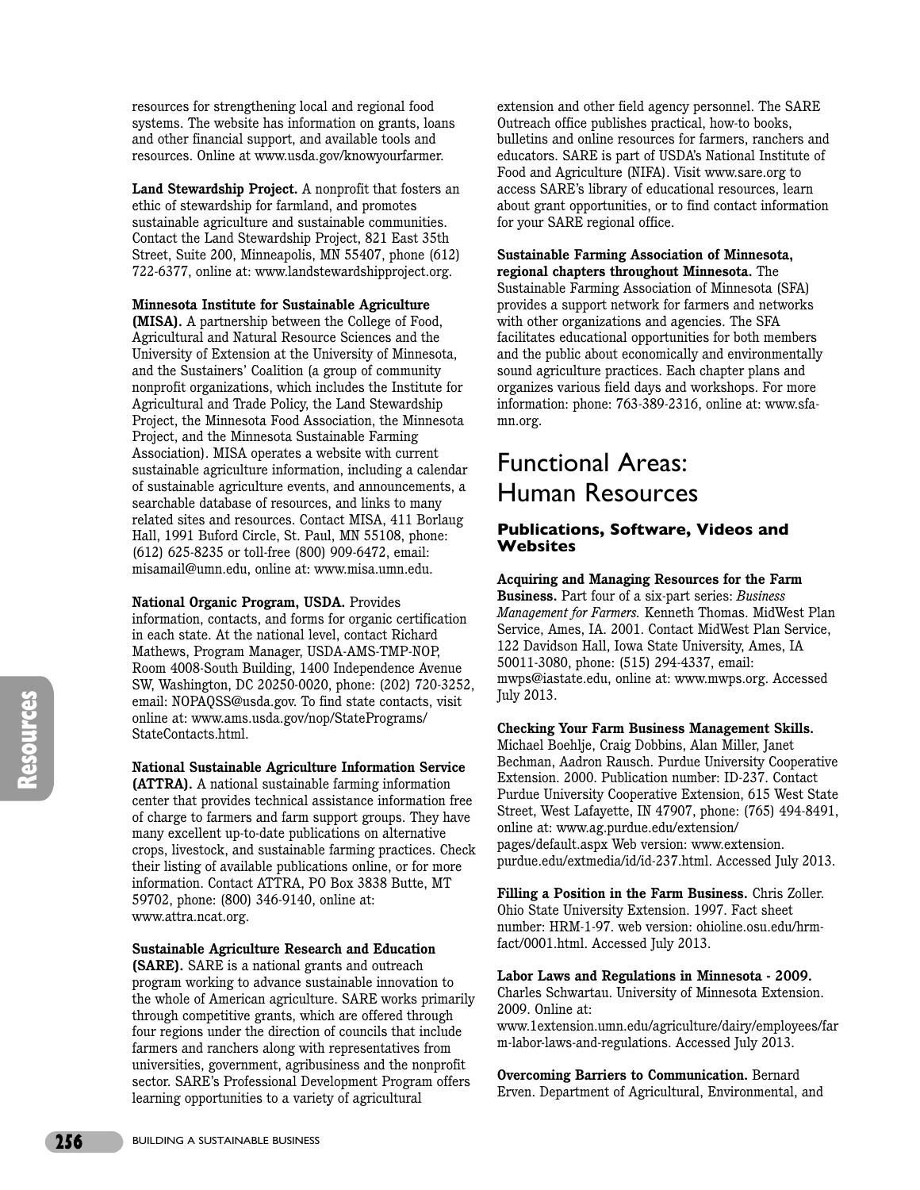resources for strengthening local and regional food systems. The website has information on grants, loans and other financial support, and available tools and resources. Online at www.usda.gov/knowyourfarmer.

**Land Stewardship Project.** A nonprofit that fosters an ethic of stewardship for farmland, and promotes sustainable agriculture and sustainable communities. Contact the Land Stewardship Project, 821 East 35th Street, Suite 200, Minneapolis, MN 55407, phone (612) 722-6377, online at: www.landstewardshipproject.org.

**Minnesota Institute for Sustainable Agriculture (MISA).** A partnership between the College of Food, Agricultural and Natural Resource Sciences and the University of Extension at the University of Minnesota, and the Sustainers' Coalition (a group of community nonprofit organizations, which includes the Institute for Agricultural and Trade Policy, the Land Stewardship Project, the Minnesota Food Association, the Minnesota Project, and the Minnesota Sustainable Farming Association). MISA operates a website with current sustainable agriculture information, including a calendar of sustainable agriculture events, and announcements, a searchable database of resources, and links to many related sites and resources. Contact MISA, 411 Borlaug Hall, 1991 Buford Circle, St. Paul, MN 55108, phone: (612) 625-8235 or toll-free (800) 909-6472, email: misamail@umn.edu, online at: www.misa.umn.edu.

**National Organic Program, USDA.** Provides information, contacts, and forms for organic certification in each state. At the national level, contact Richard Mathews, Program Manager, USDA-AMS-TMP-NOP, Room 4008-South Building, 1400 Independence Avenue SW, Washington, DC 20250-0020, phone: (202) 720-3252, email: NOPAQSS@usda.gov. To find state contacts, visit online at: www.ams.usda.gov/nop/StatePrograms/StateContacts.html.

**National Sustainable Agriculture Information Service (ATTRA).** A national sustainable farming information center that provides technical assistance information free of charge to farmers and farm support groups. They have many excellent up-to-date publications on alternative crops, livestock, and sustainable farming practices. Check their listing of available publications online, or for more information. Contact ATTRA, PO Box 3838 Butte, MT 59702, phone: (800) 346-9140, online at: www.attra.ncat.org.

**Sustainable Agriculture Research and Education (SARE).** SARE is a national grants and outreach program working to advance sustainable innovation to the whole of American agriculture. SARE works primarily through competitive grants, which are offered through four regions under the direction of councils that include farmers and ranchers along with representatives from universities, government, agribusiness and the nonprofit sector. SARE's Professional Development Program offers learning opportunities to a variety of agricultural extension and other field agency personnel. The SARE Outreach office publishes practical, how-to books, bulletins and online resources for farmers, ranchers and educators. SARE is part of USDA's National Institute of Food and Agriculture (NIFA). Visit www.sare.org to access SARE's library of educational resources, learn about grant opportunities, or to find contact information for your SARE regional office.

**Sustainable Farming Association of Minnesota, regional chapters throughout Minnesota.** The Sustainable Farming Association of Minnesota (SFA) provides a support network for farmers and networks with other organizations and agencies. The SFA facilitates educational opportunities for both members and the public about economically and environmentally sound agriculture practices. Each chapter plans and organizes various field days and workshops. For more information: phone: 763-389-2316, online at: www.sfa-mn.org.

# Functional Areas: Human Resources

### Publications, Software, Videos and Websites

**Acquiring and Managing Resources for the Farm Business.** Part four of a six-part series: *Business Management for Farmers.* Kenneth Thomas. MidWest Plan Service, Ames, IA. 2001. Contact MidWest Plan Service, 122 Davidson Hall, Iowa State University, Ames, IA 50011-3080, phone: (515) 294-4337, email: mwps@iastate.edu, online at: www.mwps.org. Accessed July 2013.

**Checking Your Farm Business Management Skills.** Michael Boehlje, Craig Dobbins, Alan Miller, Janet Bechman, Aadron Rausch. Purdue University Cooperative Extension. 2000. Publication number: ID-237. Contact Purdue University Cooperative Extension, 615 West State Street, West Lafayette, IN 47907, phone: (765) 494-8491, online at: www.ag.purdue.edu/extension/pages/default.aspx Web version: www.extension.purdue.edu/extmedia/id/id-237.html. Accessed July 2013.

**Filling a Position in the Farm Business.** Chris Zoller. Ohio State University Extension. 1997. Fact sheet number: HRM-1-97. web version: ohioline.osu.edu/hrm-fact/0001.html. Accessed July 2013.

**Labor Laws and Regulations in Minnesota - 2009.** Charles Schwartau. University of Minnesota Extension. 2009. Online at: www.1extension.umn.edu/agriculture/dairy/employees/farm-labor-laws-and-regulations. Accessed July 2013.

**Overcoming Barriers to Communication.** Bernard Erven. Department of Agricultural, Environmental, and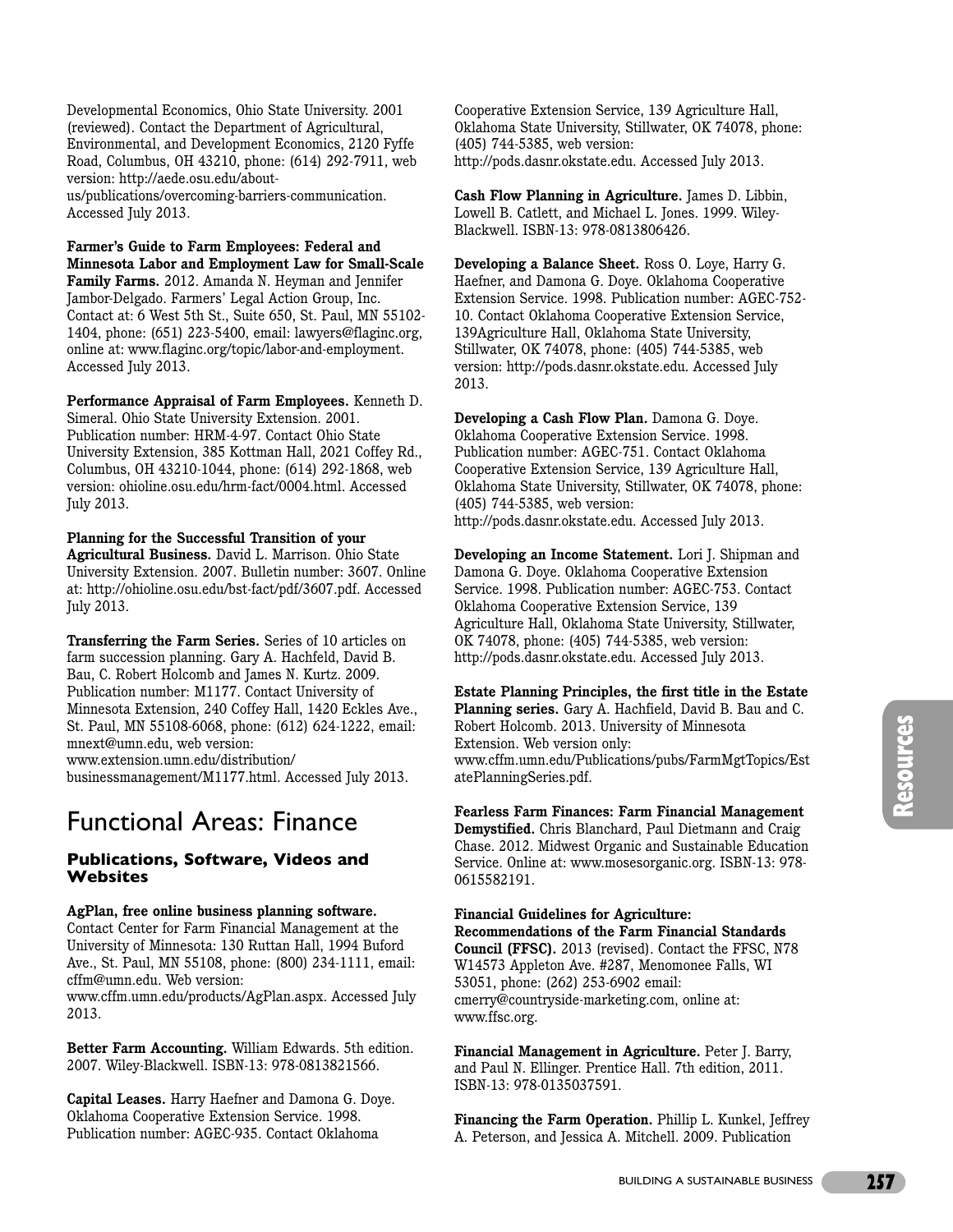Developmental Economics, Ohio State University. 2001 (reviewed). Contact the Department of Agricultural, Environmental, and Development Economics, 2120 Fyffe Road, Columbus, OH 43210, phone: (614) 292-7911, web version: http://aede.osu.edu/about-us/publications/overcoming-barriers-communication. Accessed July 2013.

**Farmer's Guide to Farm Employees: Federal and Minnesota Labor and Employment Law for Small-Scale Family Farms.** 2012. Amanda N. Heyman and Jennifer Jambor-Delgado. Farmers' Legal Action Group, Inc. Contact at: 6 West 5th St., Suite 650, St. Paul, MN 55102-1404, phone: (651) 223-5400, email: lawyers@flaginc.org, online at: www.flaginc.org/topic/labor-and-employment. Accessed July 2013.

**Performance Appraisal of Farm Employees.** Kenneth D. Simeral. Ohio State University Extension. 2001. Publication number: HRM-4-97. Contact Ohio State University Extension, 385 Kottman Hall, 2021 Coffey Rd., Columbus, OH 43210-1044, phone: (614) 292-1868, web version: ohioline.osu.edu/hrm-fact/0004.html. Accessed July 2013.

**Planning for the Successful Transition of your Agricultural Business.** David L. Marrison. Ohio State University Extension. 2007. Bulletin number: 3607. Online at: http://ohioline.osu.edu/bst-fact/pdf/3607.pdf. Accessed July 2013.

**Transferring the Farm Series.** Series of 10 articles on farm succession planning. Gary A. Hachfeld, David B. Bau, C. Robert Holcomb and James N. Kurtz. 2009. Publication number: M1177. Contact University of Minnesota Extension, 240 Coffey Hall, 1420 Eckles Ave., St. Paul, MN 55108-6068, phone: (612) 624-1222, email: mnext@umn.edu, web version: www.extension.umn.edu/distribution/businessmanagement/M1177.html. Accessed July 2013.

# Functional Areas: Finance

### Publications, Software, Videos and Websites

**AgPlan, free online business planning software.** Contact Center for Farm Financial Management at the University of Minnesota: 130 Ruttan Hall, 1994 Buford Ave., St. Paul, MN 55108, phone: (800) 234-1111, email: cffm@umn.edu. Web version: www.cffm.umn.edu/products/AgPlan.aspx. Accessed July 2013.

**Better Farm Accounting.** William Edwards. 5th edition. 2007. Wiley-Blackwell. ISBN-13: 978-0813821566.

**Capital Leases.** Harry Haefner and Damona G. Doye. Oklahoma Cooperative Extension Service. 1998. Publication number: AGEC-935. Contact Oklahoma Cooperative Extension Service, 139 Agriculture Hall, Oklahoma State University, Stillwater, OK 74078, phone: (405) 744-5385, web version: http://pods.dasnr.okstate.edu. Accessed July 2013.

**Cash Flow Planning in Agriculture.** James D. Libbin, Lowell B. Catlett, and Michael L. Jones. 1999. Wiley-Blackwell. ISBN-13: 978-0813806426.

**Developing a Balance Sheet.** Ross O. Loye, Harry G. Haefner, and Damona G. Doye. Oklahoma Cooperative Extension Service. 1998. Publication number: AGEC-752-10. Contact Oklahoma Cooperative Extension Service, 139Agriculture Hall, Oklahoma State University, Stillwater, OK 74078, phone: (405) 744-5385, web version: http://pods.dasnr.okstate.edu. Accessed July 2013.

**Developing a Cash Flow Plan.** Damona G. Doye. Oklahoma Cooperative Extension Service. 1998. Publication number: AGEC-751. Contact Oklahoma Cooperative Extension Service, 139 Agriculture Hall, Oklahoma State University, Stillwater, OK 74078, phone: (405) 744-5385, web version: http://pods.dasnr.okstate.edu. Accessed July 2013.

**Developing an Income Statement.** Lori J. Shipman and Damona G. Doye. Oklahoma Cooperative Extension Service. 1998. Publication number: AGEC-753. Contact Oklahoma Cooperative Extension Service, 139 Agriculture Hall, Oklahoma State University, Stillwater, OK 74078, phone: (405) 744-5385, web version: http://pods.dasnr.okstate.edu. Accessed July 2013.

**Estate Planning Principles, the first title in the Estate Planning series.** Gary A. Hachfield, David B. Bau and C. Robert Holcomb. 2013. University of Minnesota Extension. Web version only: www.cffm.umn.edu/Publications/pubs/FarmMgtTopics/EstatePlanningSeries.pdf.

**Fearless Farm Finances: Farm Financial Management Demystified.** Chris Blanchard, Paul Dietmann and Craig Chase. 2012. Midwest Organic and Sustainable Education Service. Online at: www.mosesorganic.org. ISBN-13: 978-0615582191.

**Financial Guidelines for Agriculture: Recommendations of the Farm Financial Standards Council (FFSC).** 2013 (revised). Contact the FFSC, N78 W14573 Appleton Ave. #287, Menomonee Falls, WI 53051, phone: (262) 253-6902 email: cmerry@countryside-marketing.com, online at: www.ffsc.org.

**Financial Management in Agriculture.** Peter J. Barry, and Paul N. Ellinger. Prentice Hall. 7th edition, 2011. ISBN-13: 978-0135037591.

**Financing the Farm Operation.** Phillip L. Kunkel, Jeffrey A. Peterson, and Jessica A. Mitchell. 2009. Publication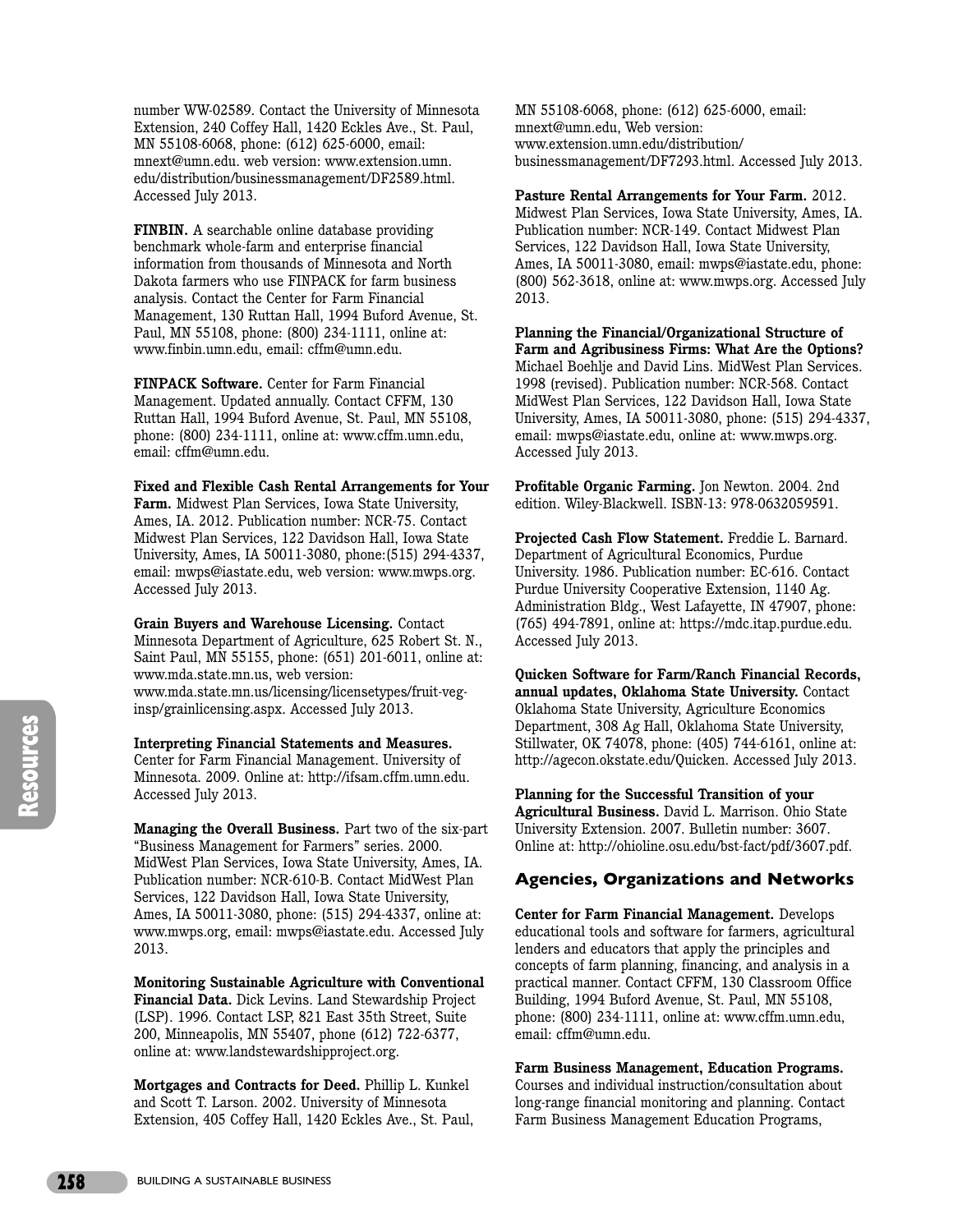number WW-02589. Contact the University of Minnesota Extension, 240 Coffey Hall, 1420 Eckles Ave., St. Paul, MN 55108-6068, phone: (612) 625-6000, email: mnext@umn.edu. web version: www.extension.umn.edu/distribution/businessmanagement/DF2589.html. Accessed July 2013.

**FINBIN.** A searchable online database providing benchmark whole-farm and enterprise financial information from thousands of Minnesota and North Dakota farmers who use FINPACK for farm business analysis. Contact the Center for Farm Financial Management, 130 Ruttan Hall, 1994 Buford Avenue, St. Paul, MN 55108, phone: (800) 234-1111, online at: www.finbin.umn.edu, email: cffm@umn.edu.

**FINPACK Software.** Center for Farm Financial Management. Updated annually. Contact CFFM, 130 Ruttan Hall, 1994 Buford Avenue, St. Paul, MN 55108, phone: (800) 234-1111, online at: www.cffm.umn.edu, email: cffm@umn.edu.

**Fixed and Flexible Cash Rental Arrangements for Your Farm.** Midwest Plan Services, Iowa State University, Ames, IA. 2012. Publication number: NCR-75. Contact Midwest Plan Services, 122 Davidson Hall, Iowa State University, Ames, IA 50011-3080, phone:(515) 294-4337, email: mwps@iastate.edu, web version: www.mwps.org. Accessed July 2013.

**Grain Buyers and Warehouse Licensing.** Contact Minnesota Department of Agriculture, 625 Robert St. N., Saint Paul, MN 55155, phone: (651) 201-6011, online at: www.mda.state.mn.us, web version: www.mda.state.mn.us/licensing/licensetypes/fruit-veg-insp/grainlicensing.aspx. Accessed July 2013.

**Interpreting Financial Statements and Measures.** Center for Farm Financial Management. University of Minnesota. 2009. Online at: http://ifsam.cffm.umn.edu. Accessed July 2013.

**Managing the Overall Business.** Part two of the six-part "Business Management for Farmers" series. 2000. MidWest Plan Services, Iowa State University, Ames, IA. Publication number: NCR-610-B. Contact MidWest Plan Services, 122 Davidson Hall, Iowa State University, Ames, IA 50011-3080, phone: (515) 294-4337, online at: www.mwps.org, email: mwps@iastate.edu. Accessed July 2013.

**Monitoring Sustainable Agriculture with Conventional Financial Data.** Dick Levins. Land Stewardship Project (LSP). 1996. Contact LSP, 821 East 35th Street, Suite 200, Minneapolis, MN 55407, phone (612) 722-6377, online at: www.landstewardshipproject.org.

**Mortgages and Contracts for Deed.** Phillip L. Kunkel and Scott T. Larson. 2002. University of Minnesota Extension, 405 Coffey Hall, 1420 Eckles Ave., St. Paul, MN 55108-6068, phone: (612) 625-6000, email: mnext@umn.edu, Web version: www.extension.umn.edu/distribution/businessmanagement/DF7293.html. Accessed July 2013.

**Pasture Rental Arrangements for Your Farm.** 2012. Midwest Plan Services, Iowa State University, Ames, IA. Publication number: NCR-149. Contact Midwest Plan Services, 122 Davidson Hall, Iowa State University, Ames, IA 50011-3080, email: mwps@iastate.edu, phone: (800) 562-3618, online at: www.mwps.org. Accessed July 2013.

**Planning the Financial/Organizational Structure of Farm and Agribusiness Firms: What Are the Options?** Michael Boehlje and David Lins. MidWest Plan Services. 1998 (revised). Publication number: NCR-568. Contact MidWest Plan Services, 122 Davidson Hall, Iowa State University, Ames, IA 50011-3080, phone: (515) 294-4337, email: mwps@iastate.edu, online at: www.mwps.org. Accessed July 2013.

**Profitable Organic Farming.** Jon Newton. 2004. 2nd edition. Wiley-Blackwell. ISBN-13: 978-0632059591.

**Projected Cash Flow Statement.** Freddie L. Barnard. Department of Agricultural Economics, Purdue University. 1986. Publication number: EC-616. Contact Purdue University Cooperative Extension, 1140 Ag. Administration Bldg., West Lafayette, IN 47907, phone: (765) 494-7891, online at: https://mdc.itap.purdue.edu. Accessed July 2013.

**Quicken Software for Farm/Ranch Financial Records, annual updates, Oklahoma State University.** Contact Oklahoma State University, Agriculture Economics Department, 308 Ag Hall, Oklahoma State University, Stillwater, OK 74078, phone: (405) 744-6161, online at: http://agecon.okstate.edu/Quicken. Accessed July 2013.

**Planning for the Successful Transition of your Agricultural Business.** David L. Marrison. Ohio State University Extension. 2007. Bulletin number: 3607. Online at: http://ohioline.osu.edu/bst-fact/pdf/3607.pdf.

## Agencies, Organizations and Networks

**Center for Farm Financial Management.** Develops educational tools and software for farmers, agricultural lenders and educators that apply the principles and concepts of farm planning, financing, and analysis in a practical manner. Contact CFFM, 130 Classroom Office Building, 1994 Buford Avenue, St. Paul, MN 55108, phone: (800) 234-1111, online at: www.cffm.umn.edu, email: cffm@umn.edu.

**Farm Business Management, Education Programs.** Courses and individual instruction/consultation about long-range financial monitoring and planning. Contact Farm Business Management Education Programs,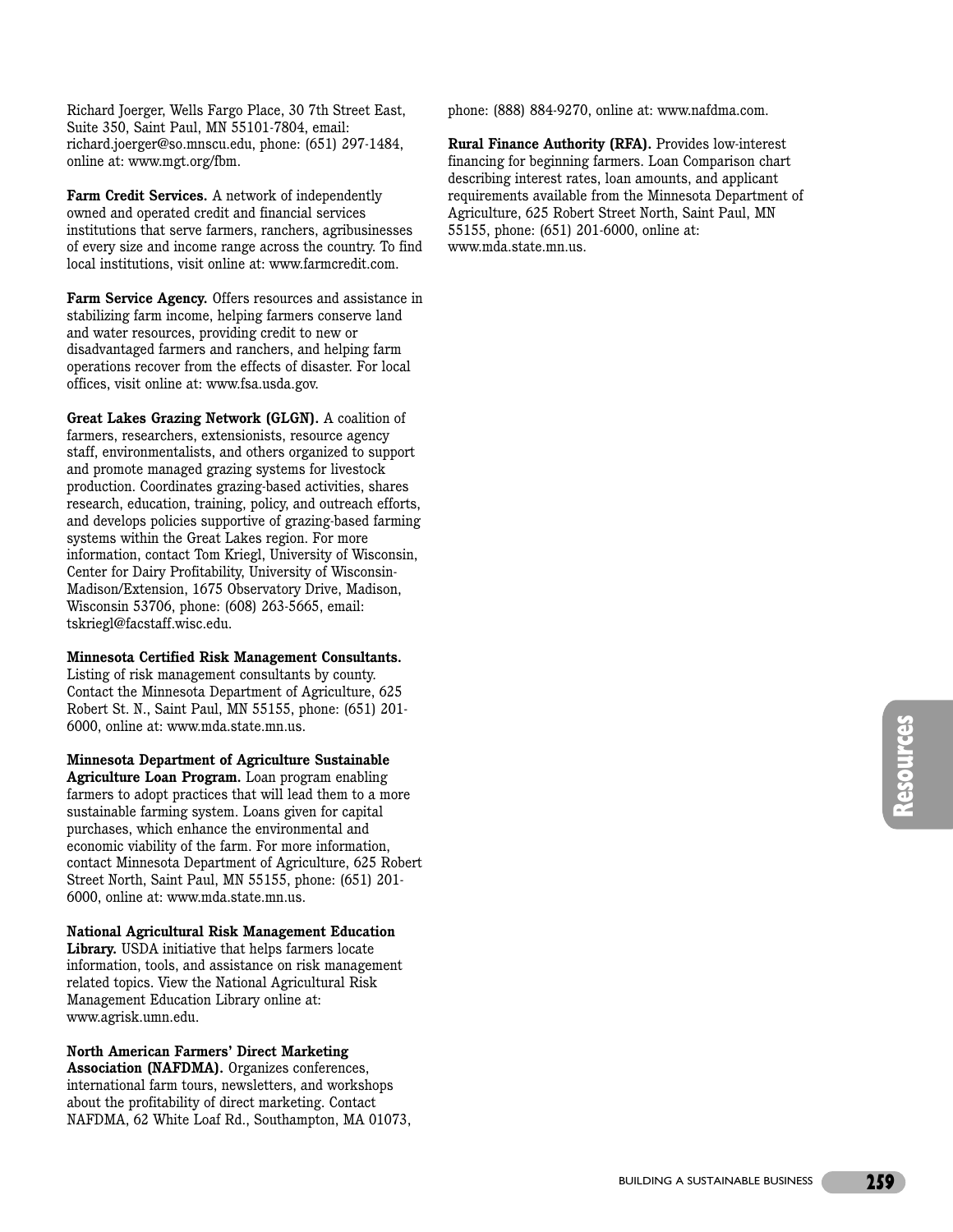Richard Joerger, Wells Fargo Place, 30 7th Street East, Suite 350, Saint Paul, MN 55101-7804, email: richard.joerger@so.mnscu.edu, phone: (651) 297-1484, online at: www.mgt.org/fbm.

**Farm Credit Services.** A network of independently owned and operated credit and financial services institutions that serve farmers, ranchers, agribusinesses of every size and income range across the country. To find local institutions, visit online at: www.farmcredit.com.

**Farm Service Agency.** Offers resources and assistance in stabilizing farm income, helping farmers conserve land and water resources, providing credit to new or disadvantaged farmers and ranchers, and helping farm operations recover from the effects of disaster. For local offices, visit online at: www.fsa.usda.gov.

**Great Lakes Grazing Network (GLGN).** A coalition of farmers, researchers, extensionists, resource agency staff, environmentalists, and others organized to support and promote managed grazing systems for livestock production. Coordinates grazing-based activities, shares research, education, training, policy, and outreach efforts, and develops policies supportive of grazing-based farming systems within the Great Lakes region. For more information, contact Tom Kriegl, University of Wisconsin, Center for Dairy Profitability, University of Wisconsin-Madison/Extension, 1675 Observatory Drive, Madison, Wisconsin 53706, phone: (608) 263-5665, email: tskriegl@facstaff.wisc.edu.

**Minnesota Certified Risk Management Consultants.** Listing of risk management consultants by county. Contact the Minnesota Department of Agriculture, 625 Robert St. N., Saint Paul, MN 55155, phone: (651) 201-6000, online at: www.mda.state.mn.us.

**Minnesota Department of Agriculture Sustainable Agriculture Loan Program.** Loan program enabling farmers to adopt practices that will lead them to a more sustainable farming system. Loans given for capital purchases, which enhance the environmental and economic viability of the farm. For more information, contact Minnesota Department of Agriculture, 625 Robert Street North, Saint Paul, MN 55155, phone: (651) 201-6000, online at: www.mda.state.mn.us.

**National Agricultural Risk Management Education Library.** USDA initiative that helps farmers locate information, tools, and assistance on risk management related topics. View the National Agricultural Risk Management Education Library online at: www.agrisk.umn.edu.

**North American Farmers' Direct Marketing Association (NAFDMA).** Organizes conferences, international farm tours, newsletters, and workshops about the profitability of direct marketing. Contact NAFDMA, 62 White Loaf Rd., Southampton, MA 01073, phone: (888) 884-9270, online at: www.nafdma.com.

**Rural Finance Authority (RFA).** Provides low-interest financing for beginning farmers. Loan Comparison chart describing interest rates, loan amounts, and applicant requirements available from the Minnesota Department of Agriculture, 625 Robert Street North, Saint Paul, MN 55155, phone: (651) 201-6000, online at: www.mda.state.mn.us.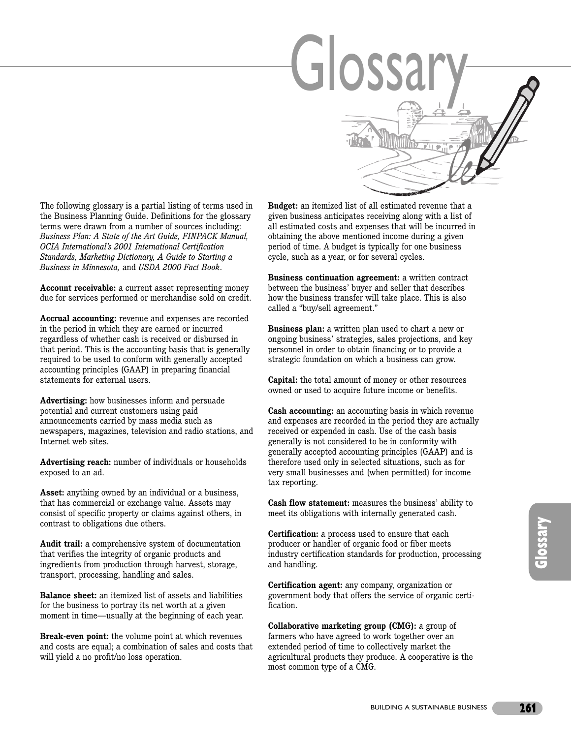# Glossary

The following glossary is a partial listing of terms used in the Business Planning Guide. Definitions for the glossary terms were drawn from a number of sources including: *Business Plan: A State of the Art Guide, FINPACK Manual, OCIA International's 2001 International Certification Standards, Marketing Dictionary, A Guide to Starting a Business in Minnesota,* and *USDA 2000 Fact Book*.

**Account receivable:** a current asset representing money due for services performed or merchandise sold on credit.

**Accrual accounting:** revenue and expenses are recorded in the period in which they are earned or incurred regardless of whether cash is received or disbursed in that period. This is the accounting basis that is generally required to be used to conform with generally accepted accounting principles (GAAP) in preparing financial statements for external users.

**Advertising:** how businesses inform and persuade potential and current customers using paid announcements carried by mass media such as newspapers, magazines, television and radio stations, and Internet web sites.

**Advertising reach:** number of individuals or households exposed to an ad.

**Asset:** anything owned by an individual or a business, that has commercial or exchange value. Assets may consist of specific property or claims against others, in contrast to obligations due others.

**Audit trail:** a comprehensive system of documentation that verifies the integrity of organic products and ingredients from production through harvest, storage, transport, processing, handling and sales.

**Balance sheet:** an itemized list of assets and liabilities for the business to portray its net worth at a given moment in time—usually at the beginning of each year.

**Break-even point:** the volume point at which revenues and costs are equal; a combination of sales and costs that will yield a no profit/no loss operation.

**Budget:** an itemized list of all estimated revenue that a given business anticipates receiving along with a list of all estimated costs and expenses that will be incurred in obtaining the above mentioned income during a given period of time. A budget is typically for one business cycle, such as a year, or for several cycles.

**Business continuation agreement:** a written contract between the business' buyer and seller that describes how the business transfer will take place. This is also called a "buy/sell agreement."

**Business plan:** a written plan used to chart a new or ongoing business' strategies, sales projections, and key personnel in order to obtain financing or to provide a strategic foundation on which a business can grow.

**Capital:** the total amount of money or other resources owned or used to acquire future income or benefits.

**Cash accounting:** an accounting basis in which revenue and expenses are recorded in the period they are actually received or expended in cash. Use of the cash basis generally is not considered to be in conformity with generally accepted accounting principles (GAAP) and is therefore used only in selected situations, such as for very small businesses and (when permitted) for income tax reporting.

**Cash flow statement:** measures the business' ability to meet its obligations with internally generated cash.

**Certification:** a process used to ensure that each producer or handler of organic food or fiber meets industry certification standards for production, processing and handling.

**Certification agent:** any company, organization or government body that offers the service of organic certification.

**Collaborative marketing group (CMG):** a group of farmers who have agreed to work together over an extended period of time to collectively market the agricultural products they produce. A cooperative is the most common type of a CMG.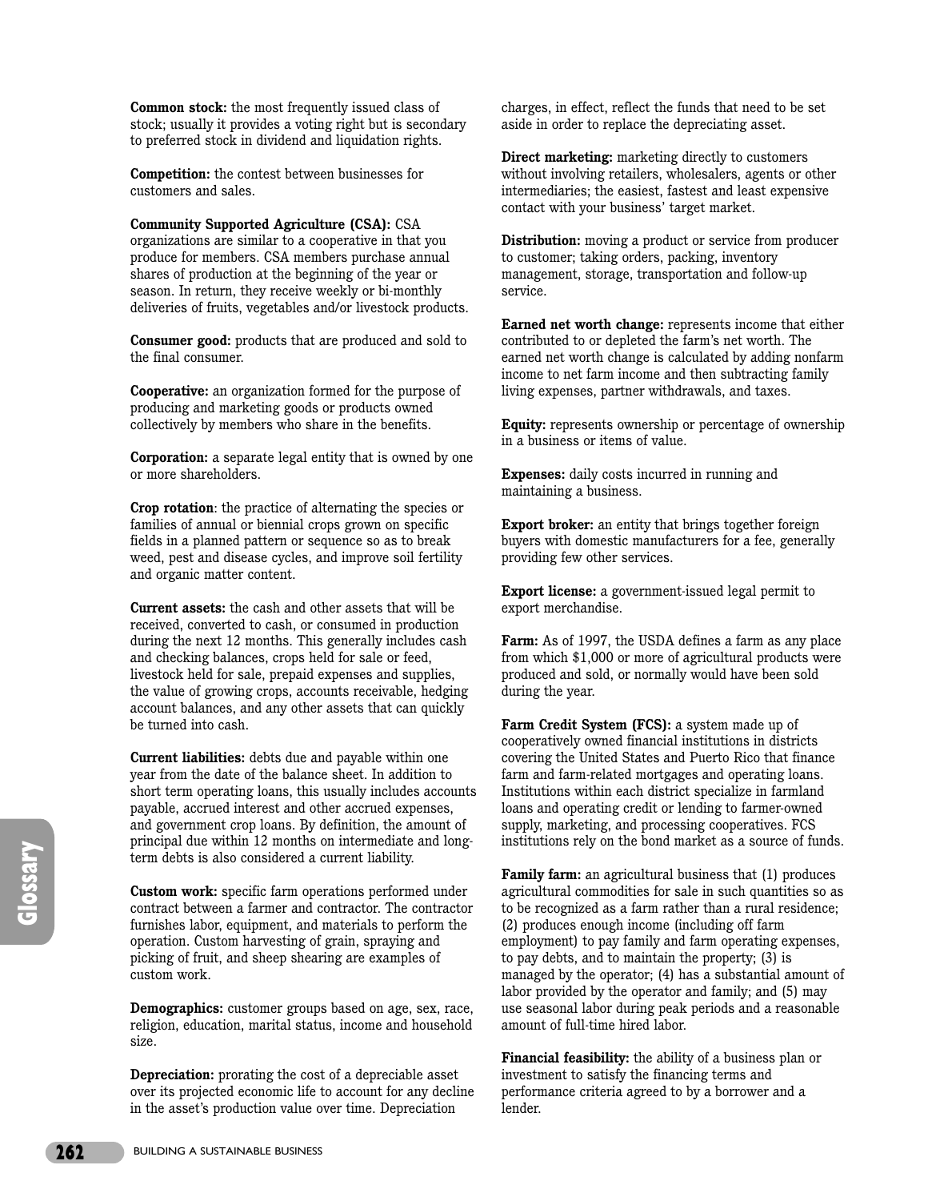**Common stock:** the most frequently issued class of stock; usually it provides a voting right but is secondary to preferred stock in dividend and liquidation rights.

**Competition:** the contest between businesses for customers and sales.

**Community Supported Agriculture (CSA):** CSA organizations are similar to a cooperative in that you produce for members. CSA members purchase annual shares of production at the beginning of the year or season. In return, they receive weekly or bi-monthly deliveries of fruits, vegetables and/or livestock products.

**Consumer good:** products that are produced and sold to the final consumer.

**Cooperative:** an organization formed for the purpose of producing and marketing goods or products owned collectively by members who share in the benefits.

**Corporation:** a separate legal entity that is owned by one or more shareholders.

**Crop rotation**: the practice of alternating the species or families of annual or biennial crops grown on specific fields in a planned pattern or sequence so as to break weed, pest and disease cycles, and improve soil fertility and organic matter content.

**Current assets:** the cash and other assets that will be received, converted to cash, or consumed in production during the next 12 months. This generally includes cash and checking balances, crops held for sale or feed, livestock held for sale, prepaid expenses and supplies, the value of growing crops, accounts receivable, hedging account balances, and any other assets that can quickly be turned into cash.

**Current liabilities:** debts due and payable within one year from the date of the balance sheet. In addition to short term operating loans, this usually includes accounts payable, accrued interest and other accrued expenses, and government crop loans. By definition, the amount of principal due within 12 months on intermediate and long-term debts is also considered a current liability.

**Custom work:** specific farm operations performed under contract between a farmer and contractor. The contractor furnishes labor, equipment, and materials to perform the operation. Custom harvesting of grain, spraying and picking of fruit, and sheep shearing are examples of custom work.

**Demographics:** customer groups based on age, sex, race, religion, education, marital status, income and household size.

**Depreciation:** prorating the cost of a depreciable asset over its projected economic life to account for any decline in the asset's production value over time. Depreciation charges, in effect, reflect the funds that need to be set aside in order to replace the depreciating asset.

**Direct marketing:** marketing directly to customers without involving retailers, wholesalers, agents or other intermediaries; the easiest, fastest and least expensive contact with your business' target market.

**Distribution:** moving a product or service from producer to customer; taking orders, packing, inventory management, storage, transportation and follow-up service.

**Earned net worth change:** represents income that either contributed to or depleted the farm's net worth. The earned net worth change is calculated by adding nonfarm income to net farm income and then subtracting family living expenses, partner withdrawals, and taxes.

**Equity:** represents ownership or percentage of ownership in a business or items of value.

**Expenses:** daily costs incurred in running and maintaining a business.

**Export broker:** an entity that brings together foreign buyers with domestic manufacturers for a fee, generally providing few other services.

**Export license:** a government-issued legal permit to export merchandise.

**Farm:** As of 1997, the USDA defines a farm as any place from which $1,000 or more of agricultural products were produced and sold, or normally would have been sold during the year.

**Farm Credit System (FCS):** a system made up of cooperatively owned financial institutions in districts covering the United States and Puerto Rico that finance farm and farm-related mortgages and operating loans. Institutions within each district specialize in farmland loans and operating credit or lending to farmer-owned supply, marketing, and processing cooperatives. FCS institutions rely on the bond market as a source of funds.

**Family farm:** an agricultural business that (1) produces agricultural commodities for sale in such quantities so as to be recognized as a farm rather than a rural residence; (2) produces enough income (including off farm employment) to pay family and farm operating expenses, to pay debts, and to maintain the property; (3) is managed by the operator; (4) has a substantial amount of labor provided by the operator and family; and (5) may use seasonal labor during peak periods and a reasonable amount of full-time hired labor.

**Financial feasibility:** the ability of a business plan or investment to satisfy the financing terms and performance criteria agreed to by a borrower and a lender.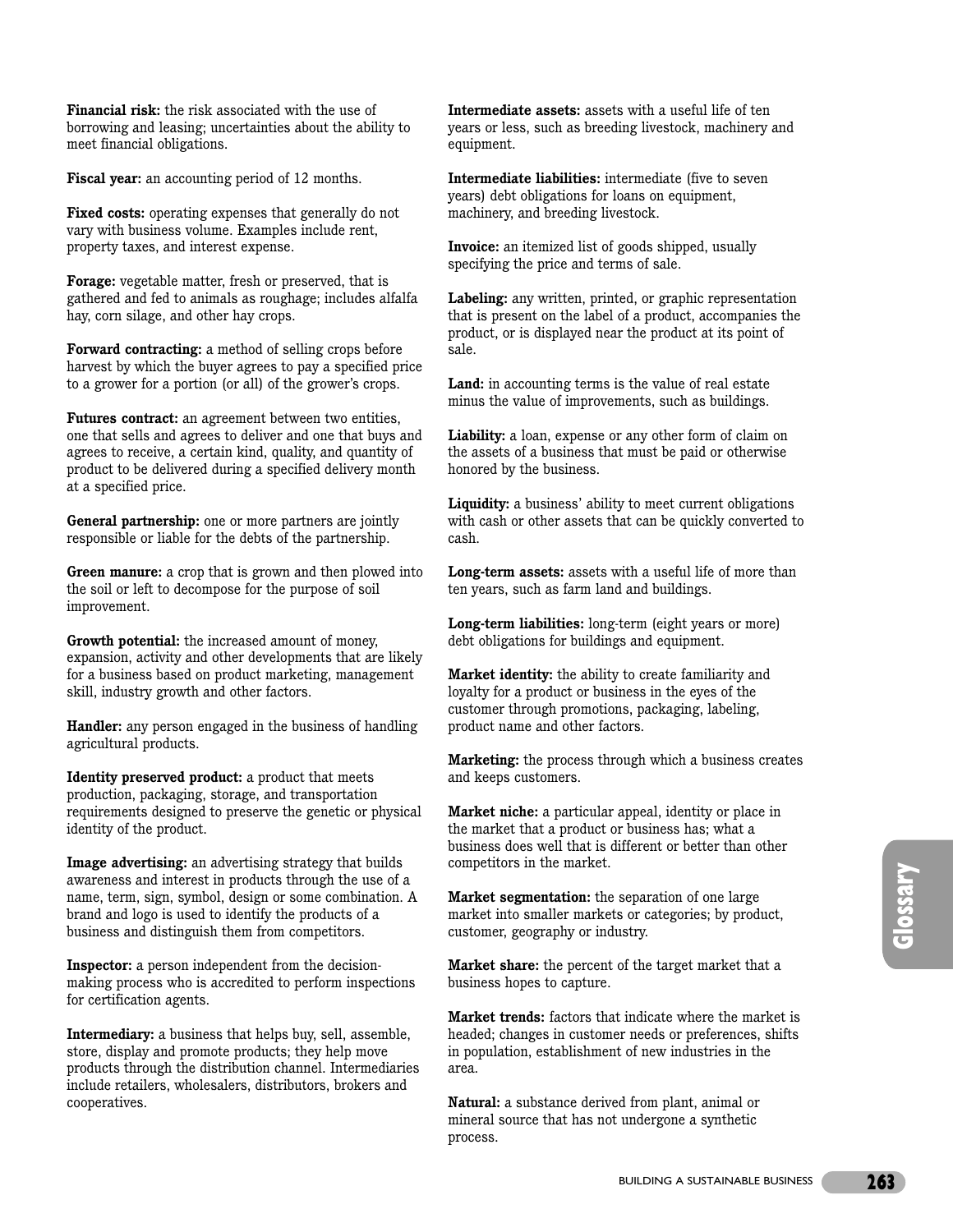**Financial risk:** the risk associated with the use of borrowing and leasing; uncertainties about the ability to meet financial obligations.

**Fiscal year:** an accounting period of 12 months.

**Fixed costs:** operating expenses that generally do not vary with business volume. Examples include rent, property taxes, and interest expense.

**Forage:** vegetable matter, fresh or preserved, that is gathered and fed to animals as roughage; includes alfalfa hay, corn silage, and other hay crops.

**Forward contracting:** a method of selling crops before harvest by which the buyer agrees to pay a specified price to a grower for a portion (or all) of the grower's crops.

**Futures contract:** an agreement between two entities, one that sells and agrees to deliver and one that buys and agrees to receive, a certain kind, quality, and quantity of product to be delivered during a specified delivery month at a specified price.

**General partnership:** one or more partners are jointly responsible or liable for the debts of the partnership.

**Green manure:** a crop that is grown and then plowed into the soil or left to decompose for the purpose of soil improvement.

**Growth potential:** the increased amount of money, expansion, activity and other developments that are likely for a business based on product marketing, management skill, industry growth and other factors.

**Handler:** any person engaged in the business of handling agricultural products.

**Identity preserved product:** a product that meets production, packaging, storage, and transportation requirements designed to preserve the genetic or physical identity of the product.

**Image advertising:** an advertising strategy that builds awareness and interest in products through the use of a name, term, sign, symbol, design or some combination. A brand and logo is used to identify the products of a business and distinguish them from competitors.

**Inspector:** a person independent from the decision-making process who is accredited to perform inspections for certification agents.

**Intermediary:** a business that helps buy, sell, assemble, store, display and promote products; they help move products through the distribution channel. Intermediaries include retailers, wholesalers, distributors, brokers and cooperatives.

**Intermediate assets:** assets with a useful life of ten years or less, such as breeding livestock, machinery and equipment.

**Intermediate liabilities:** intermediate (five to seven years) debt obligations for loans on equipment, machinery, and breeding livestock.

**Invoice:** an itemized list of goods shipped, usually specifying the price and terms of sale.

**Labeling:** any written, printed, or graphic representation that is present on the label of a product, accompanies the product, or is displayed near the product at its point of sale.

**Land:** in accounting terms is the value of real estate minus the value of improvements, such as buildings.

**Liability:** a loan, expense or any other form of claim on the assets of a business that must be paid or otherwise honored by the business.

**Liquidity:** a business' ability to meet current obligations with cash or other assets that can be quickly converted to cash.

**Long-term assets:** assets with a useful life of more than ten years, such as farm land and buildings.

**Long-term liabilities:** long-term (eight years or more) debt obligations for buildings and equipment.

**Market identity:** the ability to create familiarity and loyalty for a product or business in the eyes of the customer through promotions, packaging, labeling, product name and other factors.

**Marketing:** the process through which a business creates and keeps customers.

**Market niche:** a particular appeal, identity or place in the market that a product or business has; what a business does well that is different or better than other competitors in the market.

**Market segmentation:** the separation of one large market into smaller markets or categories; by product, customer, geography or industry.

**Market share:** the percent of the target market that a business hopes to capture.

**Market trends:** factors that indicate where the market is headed; changes in customer needs or preferences, shifts in population, establishment of new industries in the area.

**Natural:** a substance derived from plant, animal or mineral source that has not undergone a synthetic process.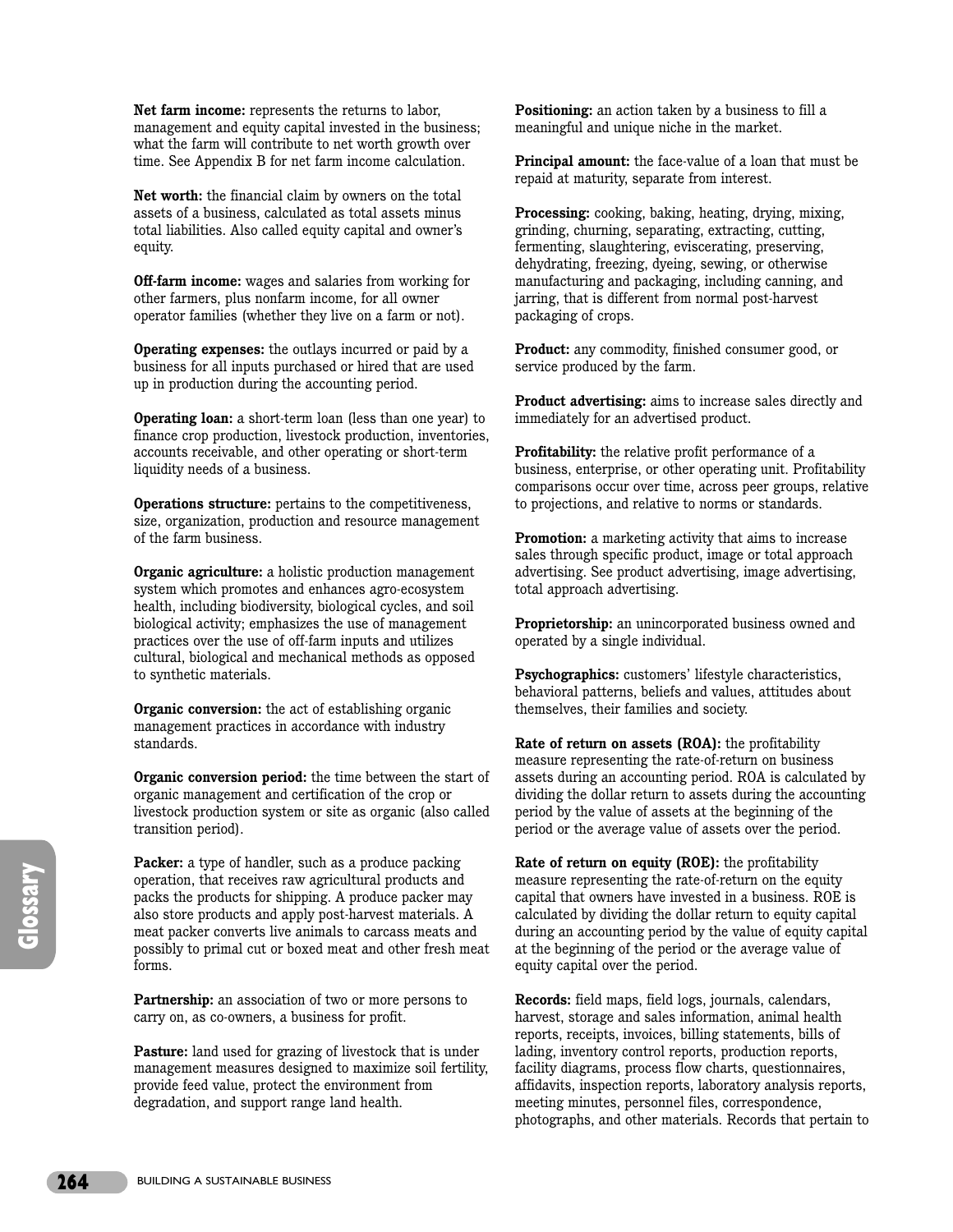**Net farm income:** represents the returns to labor, management and equity capital invested in the business; what the farm will contribute to net worth growth over time. See Appendix B for net farm income calculation.

**Net worth:** the financial claim by owners on the total assets of a business, calculated as total assets minus total liabilities. Also called equity capital and owner's equity.

**Off-farm income:** wages and salaries from working for other farmers, plus nonfarm income, for all owner operator families (whether they live on a farm or not).

**Operating expenses:** the outlays incurred or paid by a business for all inputs purchased or hired that are used up in production during the accounting period.

**Operating loan:** a short-term loan (less than one year) to finance crop production, livestock production, inventories, accounts receivable, and other operating or short-term liquidity needs of a business.

**Operations structure:** pertains to the competitiveness, size, organization, production and resource management of the farm business.

**Organic agriculture:** a holistic production management system which promotes and enhances agro-ecosystem health, including biodiversity, biological cycles, and soil biological activity; emphasizes the use of management practices over the use of off-farm inputs and utilizes cultural, biological and mechanical methods as opposed to synthetic materials.

**Organic conversion:** the act of establishing organic management practices in accordance with industry standards.

**Organic conversion period:** the time between the start of organic management and certification of the crop or livestock production system or site as organic (also called transition period).

**Packer:** a type of handler, such as a produce packing operation, that receives raw agricultural products and packs the products for shipping. A produce packer may also store products and apply post-harvest materials. A meat packer converts live animals to carcass meats and possibly to primal cut or boxed meat and other fresh meat forms.

**Partnership:** an association of two or more persons to carry on, as co-owners, a business for profit.

**Pasture:** land used for grazing of livestock that is under management measures designed to maximize soil fertility, provide feed value, protect the environment from degradation, and support range land health.

**Positioning:** an action taken by a business to fill a meaningful and unique niche in the market.

**Principal amount:** the face-value of a loan that must be repaid at maturity, separate from interest.

**Processing:** cooking, baking, heating, drying, mixing, grinding, churning, separating, extracting, cutting, fermenting, slaughtering, eviscerating, preserving, dehydrating, freezing, dyeing, sewing, or otherwise manufacturing and packaging, including canning, and jarring, that is different from normal post-harvest packaging of crops.

**Product:** any commodity, finished consumer good, or service produced by the farm.

**Product advertising:** aims to increase sales directly and immediately for an advertised product.

**Profitability:** the relative profit performance of a business, enterprise, or other operating unit. Profitability comparisons occur over time, across peer groups, relative to projections, and relative to norms or standards.

**Promotion:** a marketing activity that aims to increase sales through specific product, image or total approach advertising. See product advertising, image advertising, total approach advertising.

**Proprietorship:** an unincorporated business owned and operated by a single individual.

**Psychographics:** customers' lifestyle characteristics, behavioral patterns, beliefs and values, attitudes about themselves, their families and society.

**Rate of return on assets (ROA):** the profitability measure representing the rate-of-return on business assets during an accounting period. ROA is calculated by dividing the dollar return to assets during the accounting period by the value of assets at the beginning of the period or the average value of assets over the period.

**Rate of return on equity (ROE):** the profitability measure representing the rate-of-return on the equity capital that owners have invested in a business. ROE is calculated by dividing the dollar return to equity capital during an accounting period by the value of equity capital at the beginning of the period or the average value of equity capital over the period.

**Records:** field maps, field logs, journals, calendars, harvest, storage and sales information, animal health reports, receipts, invoices, billing statements, bills of lading, inventory control reports, production reports, facility diagrams, process flow charts, questionnaires, affidavits, inspection reports, laboratory analysis reports, meeting minutes, personnel files, correspondence, photographs, and other materials. Records that pertain to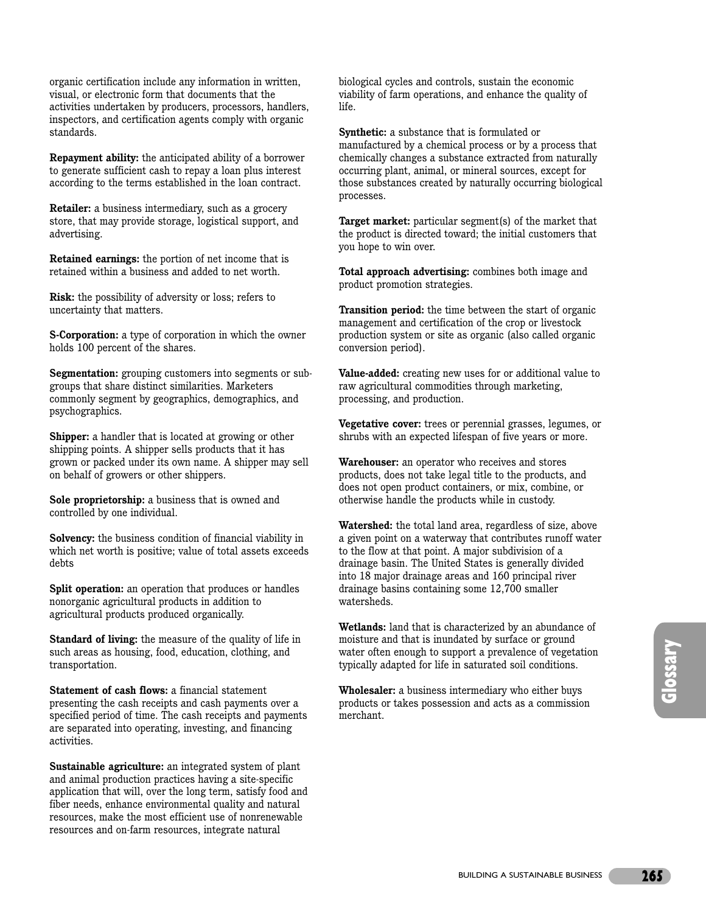organic certification include any information in written, visual, or electronic form that documents that the activities undertaken by producers, processors, handlers, inspectors, and certification agents comply with organic standards.

**Repayment ability:** the anticipated ability of a borrower to generate sufficient cash to repay a loan plus interest according to the terms established in the loan contract.

**Retailer:** a business intermediary, such as a grocery store, that may provide storage, logistical support, and advertising.

**Retained earnings:** the portion of net income that is retained within a business and added to net worth.

**Risk:** the possibility of adversity or loss; refers to uncertainty that matters.

**S-Corporation:** a type of corporation in which the owner holds 100 percent of the shares.

**Segmentation:** grouping customers into segments or subgroups that share distinct similarities. Marketers commonly segment by geographics, demographics, and psychographics.

**Shipper:** a handler that is located at growing or other shipping points. A shipper sells products that it has grown or packed under its own name. A shipper may sell on behalf of growers or other shippers.

**Sole proprietorship:** a business that is owned and controlled by one individual.

**Solvency:** the business condition of financial viability in which net worth is positive; value of total assets exceeds debts

**Split operation:** an operation that produces or handles nonorganic agricultural products in addition to agricultural products produced organically.

**Standard of living:** the measure of the quality of life in such areas as housing, food, education, clothing, and transportation.

**Statement of cash flows:** a financial statement presenting the cash receipts and cash payments over a specified period of time. The cash receipts and payments are separated into operating, investing, and financing activities.

**Sustainable agriculture:** an integrated system of plant and animal production practices having a site-specific application that will, over the long term, satisfy food and fiber needs, enhance environmental quality and natural resources, make the most efficient use of nonrenewable resources and on-farm resources, integrate natural biological cycles and controls, sustain the economic viability of farm operations, and enhance the quality of life.

**Synthetic:** a substance that is formulated or manufactured by a chemical process or by a process that chemically changes a substance extracted from naturally occurring plant, animal, or mineral sources, except for those substances created by naturally occurring biological processes.

**Target market:** particular segment(s) of the market that the product is directed toward; the initial customers that you hope to win over.

**Total approach advertising:** combines both image and product promotion strategies.

**Transition period:** the time between the start of organic management and certification of the crop or livestock production system or site as organic (also called organic conversion period).

**Value-added:** creating new uses for or additional value to raw agricultural commodities through marketing, processing, and production.

**Vegetative cover:** trees or perennial grasses, legumes, or shrubs with an expected lifespan of five years or more.

**Warehouser:** an operator who receives and stores products, does not take legal title to the products, and does not open product containers, or mix, combine, or otherwise handle the products while in custody.

**Watershed:** the total land area, regardless of size, above a given point on a waterway that contributes runoff water to the flow at that point. A major subdivision of a drainage basin. The United States is generally divided into 18 major drainage areas and 160 principal river drainage basins containing some 12,700 smaller watersheds.

**Wetlands:** land that is characterized by an abundance of moisture and that is inundated by surface or ground water often enough to support a prevalence of vegetation typically adapted for life in saturated soil conditions.

**Wholesaler:** a business intermediary who either buys products or takes possession and acts as a commission merchant.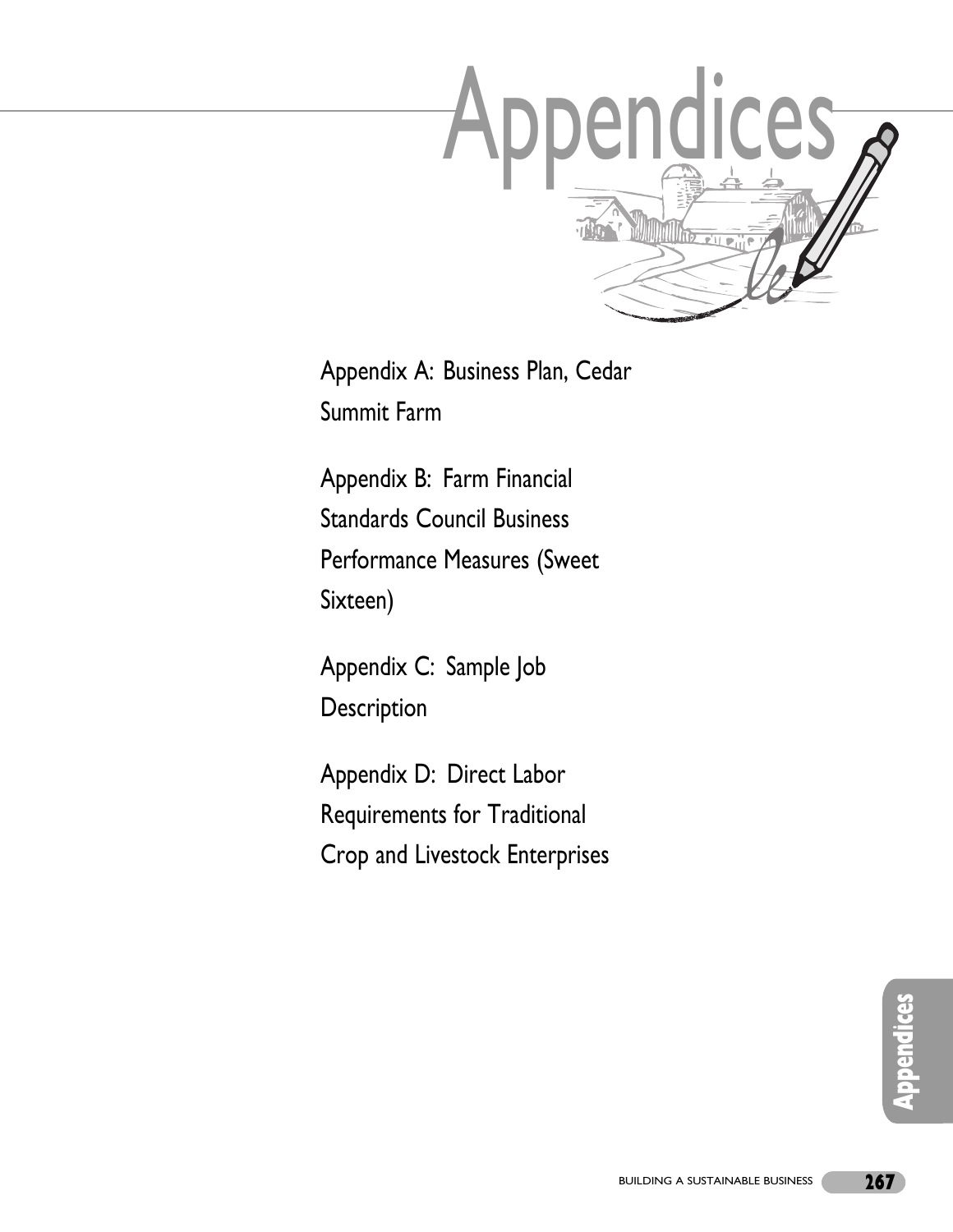# Appendices

Appendix A: Business Plan, Cedar Summit Farm

Appendix B: Farm Financial Standards Council Business Performance Measures (Sweet Sixteen)

Appendix C: Sample Job Description

Appendix D: Direct Labor Requirements for Traditional Crop and Livestock Enterprises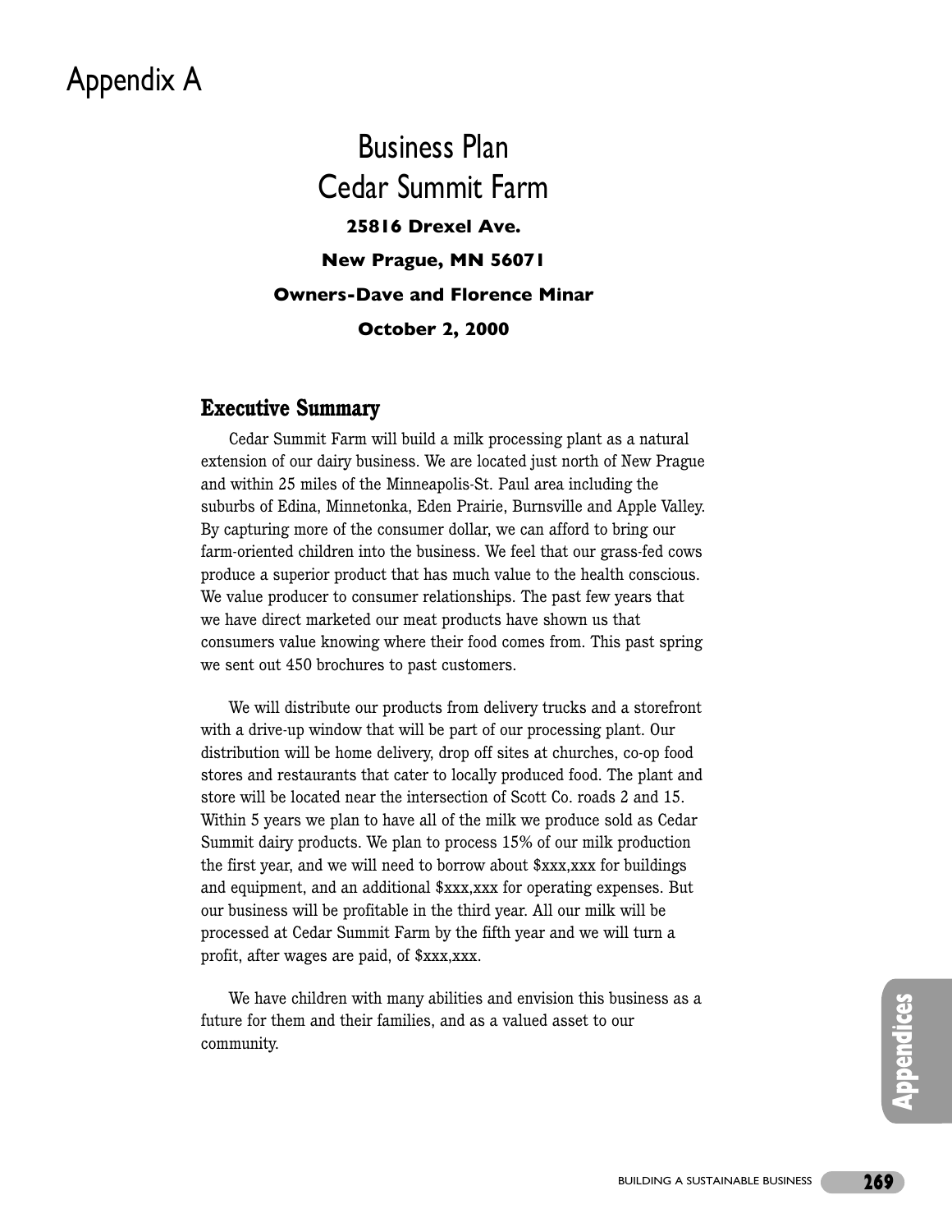# Appendix A

## Business Plan
## Cedar Summit Farm

**25816 Drexel Ave.**

**New Prague, MN 56071**

**Owners-Dave and Florence Minar**

**October 2, 2000**

### Executive Summary

Cedar Summit Farm will build a milk processing plant as a natural extension of our dairy business. We are located just north of New Prague and within 25 miles of the Minneapolis-St. Paul area including the suburbs of Edina, Minnetonka, Eden Prairie, Burnsville and Apple Valley. By capturing more of the consumer dollar, we can afford to bring our farm-oriented children into the business. We feel that our grass-fed cows produce a superior product that has much value to the health conscious. We value producer to consumer relationships. The past few years that we have direct marketed our meat products have shown us that consumers value knowing where their food comes from. This past spring we sent out 450 brochures to past customers.

We will distribute our products from delivery trucks and a storefront with a drive-up window that will be part of our processing plant. Our distribution will be home delivery, drop off sites at churches, co-op food stores and restaurants that cater to locally produced food. The plant and store will be located near the intersection of Scott Co. roads 2 and 15. Within 5 years we plan to have all of the milk we produce sold as Cedar Summit dairy products. We plan to process 15% of our milk production the first year, and we will need to borrow about $xxx,xxx for buildings and equipment, and an additional $xxx,xxx for operating expenses. But our business will be profitable in the third year. All our milk will be processed at Cedar Summit Farm by the fifth year and we will turn a profit, after wages are paid, of $xxx,xxx.

We have children with many abilities and envision this business as a future for them and their families, and as a valued asset to our community.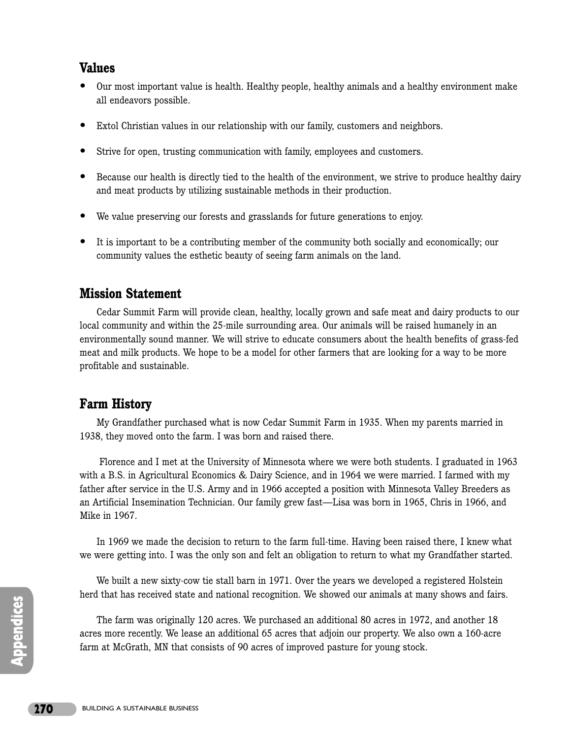## Values

- Our most important value is health. Healthy people, healthy animals and a healthy environment make all endeavors possible.
- Extol Christian values in our relationship with our family, customers and neighbors.
- Strive for open, trusting communication with family, employees and customers.
- Because our health is directly tied to the health of the environment, we strive to produce healthy dairy and meat products by utilizing sustainable methods in their production.
- We value preserving our forests and grasslands for future generations to enjoy.
- It is important to be a contributing member of the community both socially and economically; our community values the esthetic beauty of seeing farm animals on the land.

## Mission Statement

Cedar Summit Farm will provide clean, healthy, locally grown and safe meat and dairy products to our local community and within the 25-mile surrounding area. Our animals will be raised humanely in an environmentally sound manner. We will strive to educate consumers about the health benefits of grass-fed meat and milk products. We hope to be a model for other farmers that are looking for a way to be more profitable and sustainable.

## Farm History

My Grandfather purchased what is now Cedar Summit Farm in 1935. When my parents married in 1938, they moved onto the farm. I was born and raised there.

Florence and I met at the University of Minnesota where we were both students. I graduated in 1963 with a B.S. in Agricultural Economics & Dairy Science, and in 1964 we were married. I farmed with my father after service in the U.S. Army and in 1966 accepted a position with Minnesota Valley Breeders as an Artificial Insemination Technician. Our family grew fast—Lisa was born in 1965, Chris in 1966, and Mike in 1967.

In 1969 we made the decision to return to the farm full-time. Having been raised there, I knew what we were getting into. I was the only son and felt an obligation to return to what my Grandfather started.

We built a new sixty-cow tie stall barn in 1971. Over the years we developed a registered Holstein herd that has received state and national recognition. We showed our animals at many shows and fairs.

The farm was originally 120 acres. We purchased an additional 80 acres in 1972, and another 18 acres more recently. We lease an additional 65 acres that adjoin our property. We also own a 160-acre farm at McGrath, MN that consists of 90 acres of improved pasture for young stock.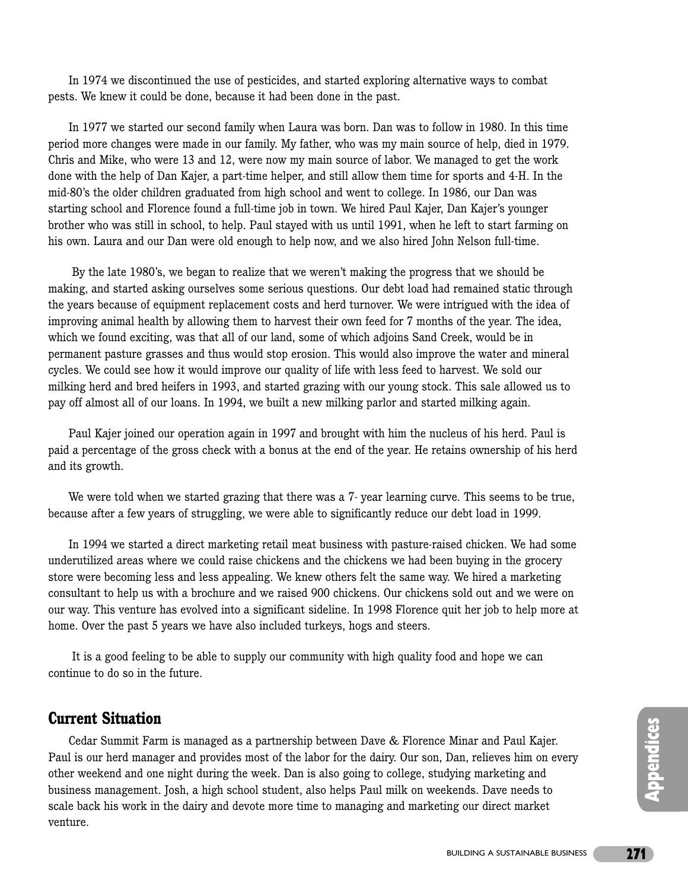In 1974 we discontinued the use of pesticides, and started exploring alternative ways to combat pests. We knew it could be done, because it had been done in the past.

In 1977 we started our second family when Laura was born. Dan was to follow in 1980. In this time period more changes were made in our family. My father, who was my main source of help, died in 1979. Chris and Mike, who were 13 and 12, were now my main source of labor. We managed to get the work done with the help of Dan Kajer, a part-time helper, and still allow them time for sports and 4-H. In the mid-80's the older children graduated from high school and went to college. In 1986, our Dan was starting school and Florence found a full-time job in town. We hired Paul Kajer, Dan Kajer's younger brother who was still in school, to help. Paul stayed with us until 1991, when he left to start farming on his own. Laura and our Dan were old enough to help now, and we also hired John Nelson full-time.

By the late 1980's, we began to realize that we weren't making the progress that we should be making, and started asking ourselves some serious questions. Our debt load had remained static through the years because of equipment replacement costs and herd turnover. We were intrigued with the idea of improving animal health by allowing them to harvest their own feed for 7 months of the year. The idea, which we found exciting, was that all of our land, some of which adjoins Sand Creek, would be in permanent pasture grasses and thus would stop erosion. This would also improve the water and mineral cycles. We could see how it would improve our quality of life with less feed to harvest. We sold our milking herd and bred heifers in 1993, and started grazing with our young stock. This sale allowed us to pay off almost all of our loans. In 1994, we built a new milking parlor and started milking again.

Paul Kajer joined our operation again in 1997 and brought with him the nucleus of his herd. Paul is paid a percentage of the gross check with a bonus at the end of the year. He retains ownership of his herd and its growth.

We were told when we started grazing that there was a 7- year learning curve. This seems to be true, because after a few years of struggling, we were able to significantly reduce our debt load in 1999.

In 1994 we started a direct marketing retail meat business with pasture-raised chicken. We had some underutilized areas where we could raise chickens and the chickens we had been buying in the grocery store were becoming less and less appealing. We knew others felt the same way. We hired a marketing consultant to help us with a brochure and we raised 900 chickens. Our chickens sold out and we were on our way. This venture has evolved into a significant sideline. In 1998 Florence quit her job to help more at home. Over the past 5 years we have also included turkeys, hogs and steers.

It is a good feeling to be able to supply our community with high quality food and hope we can continue to do so in the future.

## Current Situation

Cedar Summit Farm is managed as a partnership between Dave & Florence Minar and Paul Kajer. Paul is our herd manager and provides most of the labor for the dairy. Our son, Dan, relieves him on every other weekend and one night during the week. Dan is also going to college, studying marketing and business management. Josh, a high school student, also helps Paul milk on weekends. Dave needs to scale back his work in the dairy and devote more time to managing and marketing our direct market venture.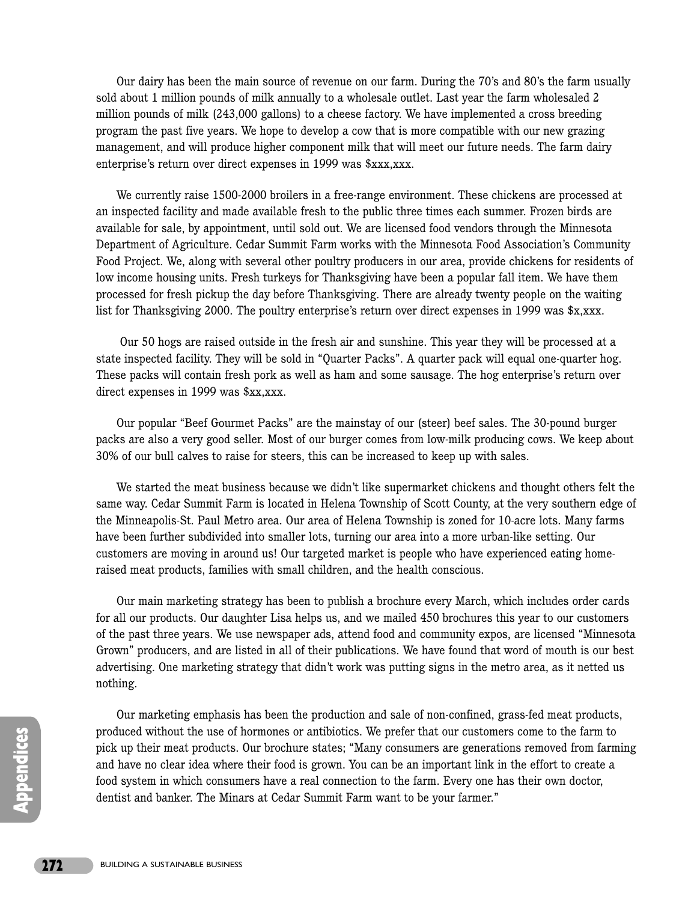Our dairy has been the main source of revenue on our farm. During the 70's and 80's the farm usually sold about 1 million pounds of milk annually to a wholesale outlet. Last year the farm wholesaled 2 million pounds of milk (243,000 gallons) to a cheese factory. We have implemented a cross breeding program the past five years. We hope to develop a cow that is more compatible with our new grazing management, and will produce higher component milk that will meet our future needs. The farm dairy enterprise's return over direct expenses in 1999 was $xxx,xxx.

We currently raise 1500-2000 broilers in a free-range environment. These chickens are processed at an inspected facility and made available fresh to the public three times each summer. Frozen birds are available for sale, by appointment, until sold out. We are licensed food vendors through the Minnesota Department of Agriculture. Cedar Summit Farm works with the Minnesota Food Association's Community Food Project. We, along with several other poultry producers in our area, provide chickens for residents of low income housing units. Fresh turkeys for Thanksgiving have been a popular fall item. We have them processed for fresh pickup the day before Thanksgiving. There are already twenty people on the waiting list for Thanksgiving 2000. The poultry enterprise's return over direct expenses in 1999 was $x,xxx.

Our 50 hogs are raised outside in the fresh air and sunshine. This year they will be processed at a state inspected facility. They will be sold in "Quarter Packs". A quarter pack will equal one-quarter hog. These packs will contain fresh pork as well as ham and some sausage. The hog enterprise's return over direct expenses in 1999 was $xx,xxx.

Our popular "Beef Gourmet Packs" are the mainstay of our (steer) beef sales. The 30-pound burger packs are also a very good seller. Most of our burger comes from low-milk producing cows. We keep about 30% of our bull calves to raise for steers, this can be increased to keep up with sales.

We started the meat business because we didn't like supermarket chickens and thought others felt the same way. Cedar Summit Farm is located in Helena Township of Scott County, at the very southern edge of the Minneapolis-St. Paul Metro area. Our area of Helena Township is zoned for 10-acre lots. Many farms have been further subdivided into smaller lots, turning our area into a more urban-like setting. Our customers are moving in around us! Our targeted market is people who have experienced eating home-raised meat products, families with small children, and the health conscious.

Our main marketing strategy has been to publish a brochure every March, which includes order cards for all our products. Our daughter Lisa helps us, and we mailed 450 brochures this year to our customers of the past three years. We use newspaper ads, attend food and community expos, are licensed "Minnesota Grown" producers, and are listed in all of their publications. We have found that word of mouth is our best advertising. One marketing strategy that didn't work was putting signs in the metro area, as it netted us nothing.

Our marketing emphasis has been the production and sale of non-confined, grass-fed meat products, produced without the use of hormones or antibiotics. We prefer that our customers come to the farm to pick up their meat products. Our brochure states; "Many consumers are generations removed from farming and have no clear idea where their food is grown. You can be an important link in the effort to create a food system in which consumers have a real connection to the farm. Every one has their own doctor, dentist and banker. The Minars at Cedar Summit Farm want to be your farmer."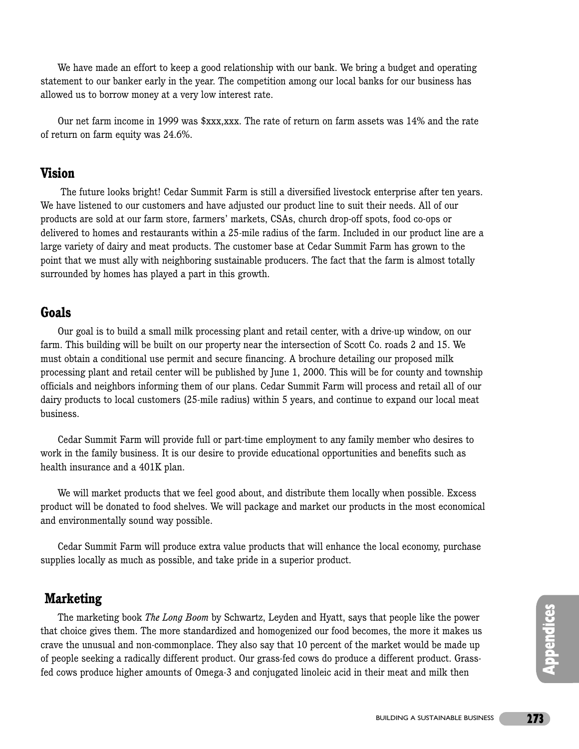We have made an effort to keep a good relationship with our bank. We bring a budget and operating statement to our banker early in the year. The competition among our local banks for our business has allowed us to borrow money at a very low interest rate.

Our net farm income in 1999 was $xxx,xxx. The rate of return on farm assets was 14% and the rate of return on farm equity was 24.6%.

## Vision

The future looks bright! Cedar Summit Farm is still a diversified livestock enterprise after ten years. We have listened to our customers and have adjusted our product line to suit their needs. All of our products are sold at our farm store, farmers' markets, CSAs, church drop-off spots, food co-ops or delivered to homes and restaurants within a 25-mile radius of the farm. Included in our product line are a large variety of dairy and meat products. The customer base at Cedar Summit Farm has grown to the point that we must ally with neighboring sustainable producers. The fact that the farm is almost totally surrounded by homes has played a part in this growth.

## Goals

Our goal is to build a small milk processing plant and retail center, with a drive-up window, on our farm. This building will be built on our property near the intersection of Scott Co. roads 2 and 15. We must obtain a conditional use permit and secure financing. A brochure detailing our proposed milk processing plant and retail center will be published by June 1, 2000. This will be for county and township officials and neighbors informing them of our plans. Cedar Summit Farm will process and retail all of our dairy products to local customers (25-mile radius) within 5 years, and continue to expand our local meat business.

Cedar Summit Farm will provide full or part-time employment to any family member who desires to work in the family business. It is our desire to provide educational opportunities and benefits such as health insurance and a 401K plan.

We will market products that we feel good about, and distribute them locally when possible. Excess product will be donated to food shelves. We will package and market our products in the most economical and environmentally sound way possible.

Cedar Summit Farm will produce extra value products that will enhance the local economy, purchase supplies locally as much as possible, and take pride in a superior product.

## Marketing

The marketing book *The Long Boom* by Schwartz, Leyden and Hyatt, says that people like the power that choice gives them. The more standardized and homogenized our food becomes, the more it makes us crave the unusual and non-commonplace. They also say that 10 percent of the market would be made up of people seeking a radically different product. Our grass-fed cows do produce a different product. Grass-fed cows produce higher amounts of Omega-3 and conjugated linoleic acid in their meat and milk then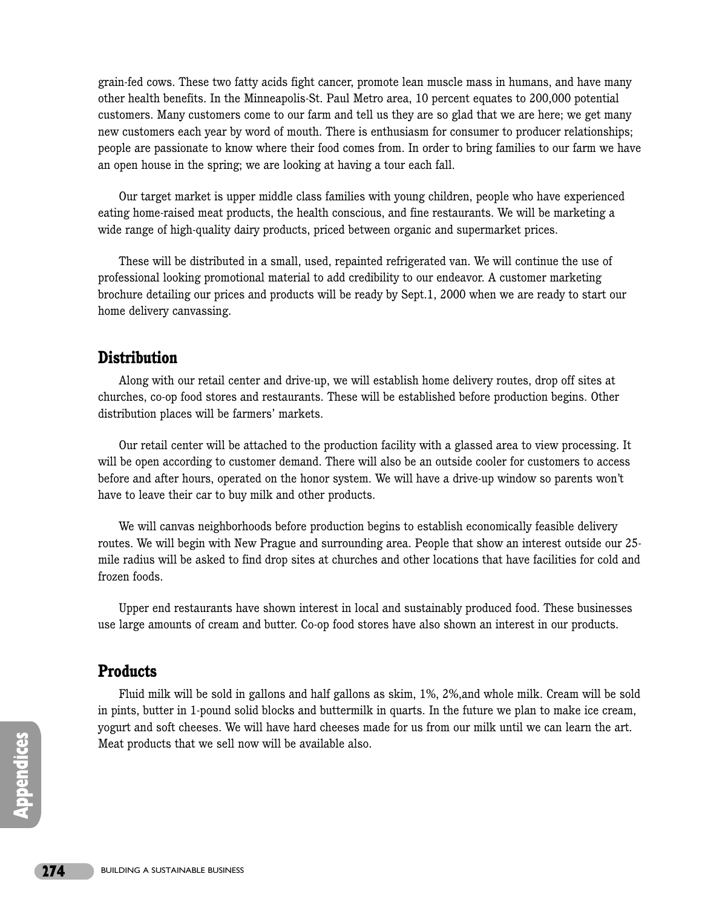grain-fed cows. These two fatty acids fight cancer, promote lean muscle mass in humans, and have many other health benefits. In the Minneapolis-St. Paul Metro area, 10 percent equates to 200,000 potential customers. Many customers come to our farm and tell us they are so glad that we are here; we get many new customers each year by word of mouth. There is enthusiasm for consumer to producer relationships; people are passionate to know where their food comes from. In order to bring families to our farm we have an open house in the spring; we are looking at having a tour each fall.

Our target market is upper middle class families with young children, people who have experienced eating home-raised meat products, the health conscious, and fine restaurants. We will be marketing a wide range of high-quality dairy products, priced between organic and supermarket prices.

These will be distributed in a small, used, repainted refrigerated van. We will continue the use of professional looking promotional material to add credibility to our endeavor. A customer marketing brochure detailing our prices and products will be ready by Sept.1, 2000 when we are ready to start our home delivery canvassing.

## Distribution

Along with our retail center and drive-up, we will establish home delivery routes, drop off sites at churches, co-op food stores and restaurants. These will be established before production begins. Other distribution places will be farmers' markets.

Our retail center will be attached to the production facility with a glassed area to view processing. It will be open according to customer demand. There will also be an outside cooler for customers to access before and after hours, operated on the honor system. We will have a drive-up window so parents won't have to leave their car to buy milk and other products.

We will canvas neighborhoods before production begins to establish economically feasible delivery routes. We will begin with New Prague and surrounding area. People that show an interest outside our 25-mile radius will be asked to find drop sites at churches and other locations that have facilities for cold and frozen foods.

Upper end restaurants have shown interest in local and sustainably produced food. These businesses use large amounts of cream and butter. Co-op food stores have also shown an interest in our products.

## Products

Fluid milk will be sold in gallons and half gallons as skim, 1%, 2%,and whole milk. Cream will be sold in pints, butter in 1-pound solid blocks and buttermilk in quarts. In the future we plan to make ice cream, yogurt and soft cheeses. We will have hard cheeses made for us from our milk until we can learn the art. Meat products that we sell now will be available also.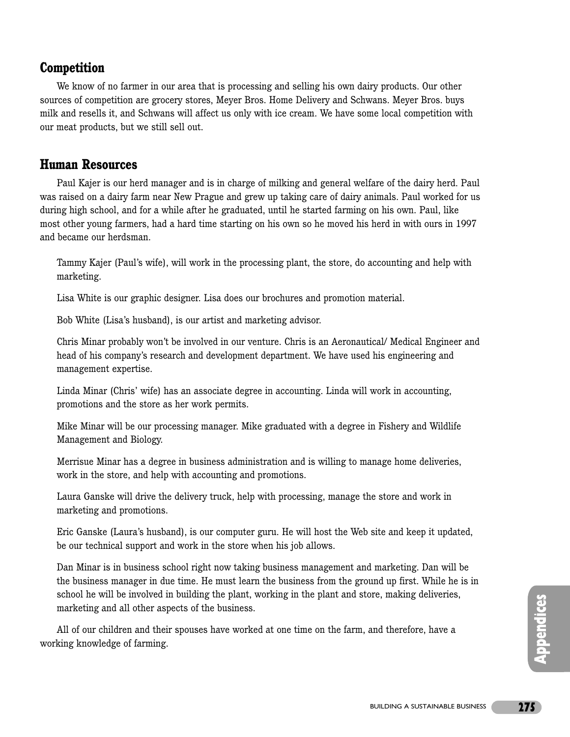## Competition

We know of no farmer in our area that is processing and selling his own dairy products. Our other sources of competition are grocery stores, Meyer Bros. Home Delivery and Schwans. Meyer Bros. buys milk and resells it, and Schwans will affect us only with ice cream. We have some local competition with our meat products, but we still sell out.

## Human Resources

Paul Kajer is our herd manager and is in charge of milking and general welfare of the dairy herd. Paul was raised on a dairy farm near New Prague and grew up taking care of dairy animals. Paul worked for us during high school, and for a while after he graduated, until he started farming on his own. Paul, like most other young farmers, had a hard time starting on his own so he moved his herd in with ours in 1997 and became our herdsman.

Tammy Kajer (Paul's wife), will work in the processing plant, the store, do accounting and help with marketing.

Lisa White is our graphic designer. Lisa does our brochures and promotion material.

Bob White (Lisa's husband), is our artist and marketing advisor.

Chris Minar probably won't be involved in our venture. Chris is an Aeronautical/ Medical Engineer and head of his company's research and development department. We have used his engineering and management expertise.

Linda Minar (Chris' wife) has an associate degree in accounting. Linda will work in accounting, promotions and the store as her work permits.

Mike Minar will be our processing manager. Mike graduated with a degree in Fishery and Wildlife Management and Biology.

Merrisue Minar has a degree in business administration and is willing to manage home deliveries, work in the store, and help with accounting and promotions.

Laura Ganske will drive the delivery truck, help with processing, manage the store and work in marketing and promotions.

Eric Ganske (Laura's husband), is our computer guru. He will host the Web site and keep it updated, be our technical support and work in the store when his job allows.

Dan Minar is in business school right now taking business management and marketing. Dan will be the business manager in due time. He must learn the business from the ground up first. While he is in school he will be involved in building the plant, working in the plant and store, making deliveries, marketing and all other aspects of the business.

All of our children and their spouses have worked at one time on the farm, and therefore, have a working knowledge of farming.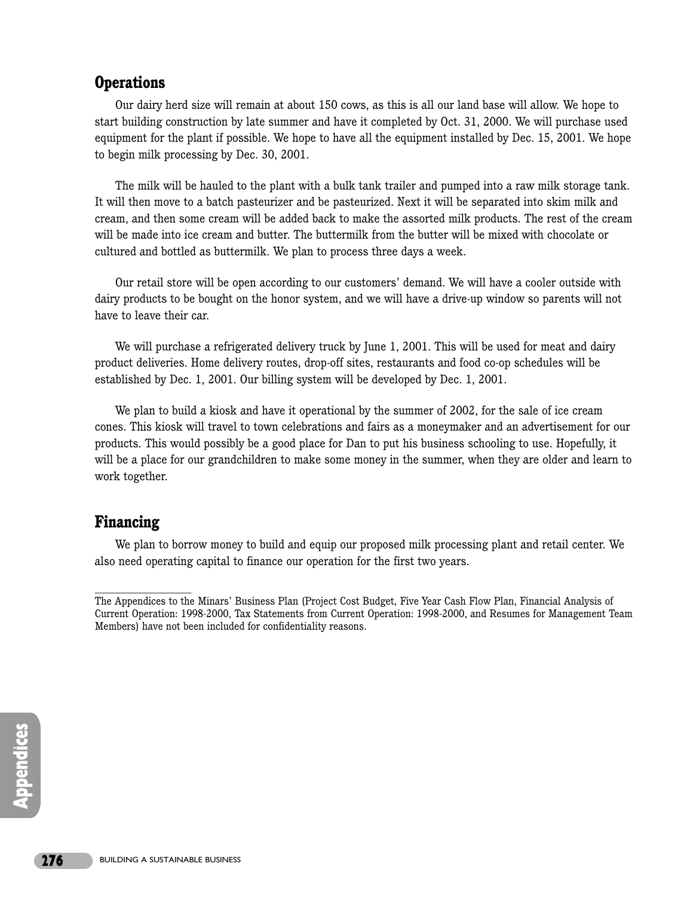## Operations

Our dairy herd size will remain at about 150 cows, as this is all our land base will allow. We hope to start building construction by late summer and have it completed by Oct. 31, 2000. We will purchase used equipment for the plant if possible. We hope to have all the equipment installed by Dec. 15, 2001. We hope to begin milk processing by Dec. 30, 2001.

The milk will be hauled to the plant with a bulk tank trailer and pumped into a raw milk storage tank. It will then move to a batch pasteurizer and be pasteurized. Next it will be separated into skim milk and cream, and then some cream will be added back to make the assorted milk products. The rest of the cream will be made into ice cream and butter. The buttermilk from the butter will be mixed with chocolate or cultured and bottled as buttermilk. We plan to process three days a week.

Our retail store will be open according to our customers' demand. We will have a cooler outside with dairy products to be bought on the honor system, and we will have a drive-up window so parents will not have to leave their car.

We will purchase a refrigerated delivery truck by June 1, 2001. This will be used for meat and dairy product deliveries. Home delivery routes, drop-off sites, restaurants and food co-op schedules will be established by Dec. 1, 2001. Our billing system will be developed by Dec. 1, 2001.

We plan to build a kiosk and have it operational by the summer of 2002, for the sale of ice cream cones. This kiosk will travel to town celebrations and fairs as a moneymaker and an advertisement for our products. This would possibly be a good place for Dan to put his business schooling to use. Hopefully, it will be a place for our grandchildren to make some money in the summer, when they are older and learn to work together.

## Financing

We plan to borrow money to build and equip our proposed milk processing plant and retail center. We also need operating capital to finance our operation for the first two years.

---

The Appendices to the Minars' Business Plan (Project Cost Budget, Five Year Cash Flow Plan, Financial Analysis of Current Operation: 1998-2000, Tax Statements from Current Operation: 1998-2000, and Resumes for Management Team Members) have not been included for confidentiality reasons.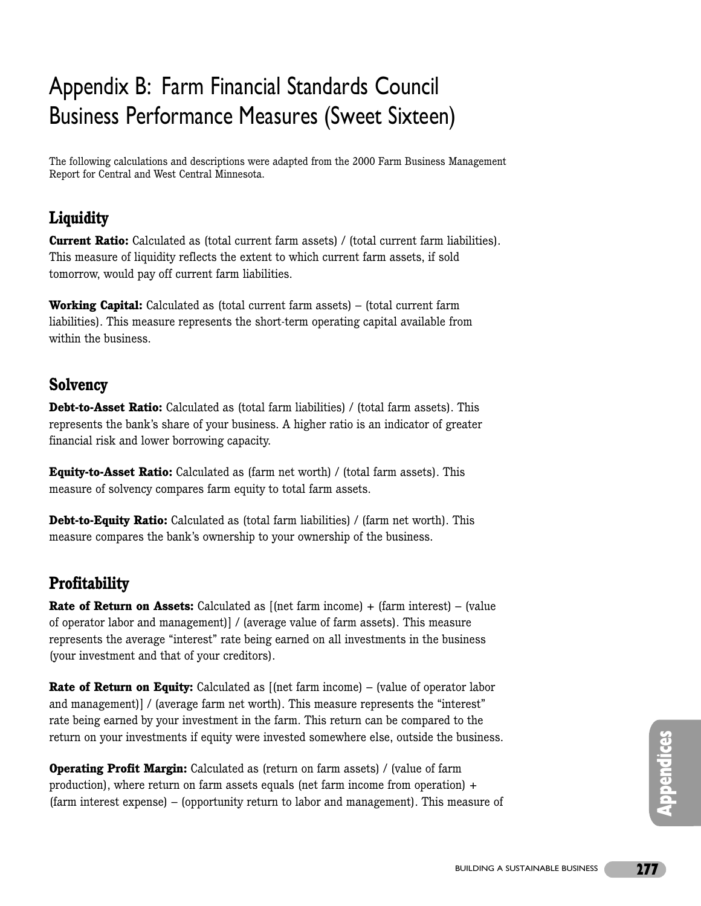# Appendix B: Farm Financial Standards Council Business Performance Measures (Sweet Sixteen)

The following calculations and descriptions were adapted from the 2000 Farm Business Management Report for Central and West Central Minnesota.

## Liquidity

**Current Ratio:** Calculated as (total current farm assets) / (total current farm liabilities). This measure of liquidity reflects the extent to which current farm assets, if sold tomorrow, would pay off current farm liabilities.

**Working Capital:** Calculated as (total current farm assets) – (total current farm liabilities). This measure represents the short-term operating capital available from within the business.

## Solvency

**Debt-to-Asset Ratio:** Calculated as (total farm liabilities) / (total farm assets). This represents the bank's share of your business. A higher ratio is an indicator of greater financial risk and lower borrowing capacity.

**Equity-to-Asset Ratio:** Calculated as (farm net worth) / (total farm assets). This measure of solvency compares farm equity to total farm assets.

**Debt-to-Equity Ratio:** Calculated as (total farm liabilities) / (farm net worth). This measure compares the bank's ownership to your ownership of the business.

## Profitability

**Rate of Return on Assets:** Calculated as [(net farm income) + (farm interest) – (value of operator labor and management)] / (average value of farm assets). This measure represents the average "interest" rate being earned on all investments in the business (your investment and that of your creditors).

**Rate of Return on Equity:** Calculated as [(net farm income) – (value of operator labor and management)] / (average farm net worth). This measure represents the "interest" rate being earned by your investment in the farm. This return can be compared to the return on your investments if equity were invested somewhere else, outside the business.

**Operating Profit Margin:** Calculated as (return on farm assets) / (value of farm production), where return on farm assets equals (net farm income from operation) + (farm interest expense) – (opportunity return to labor and management). This measure of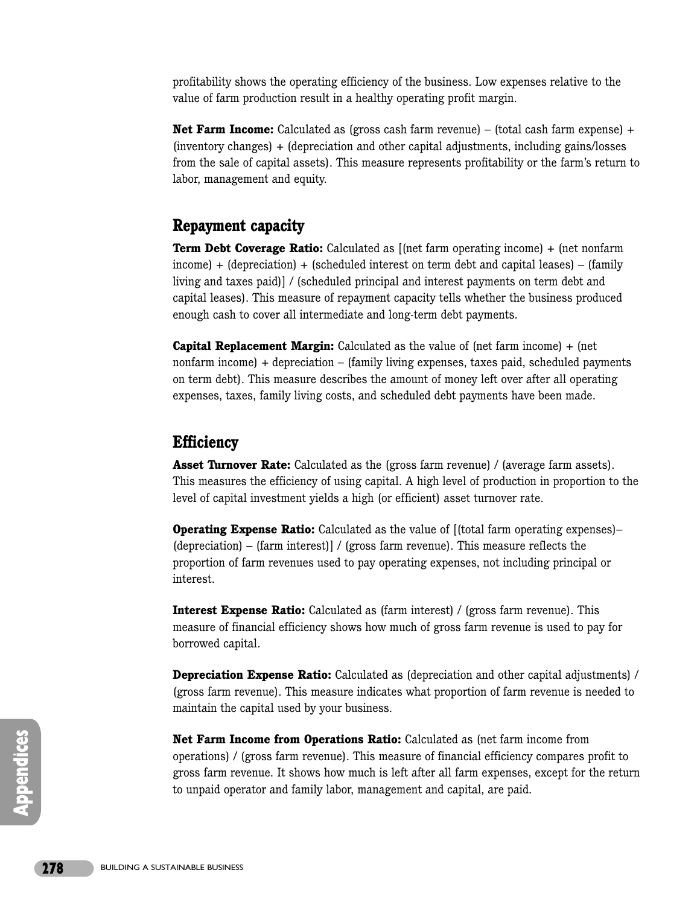profitability shows the operating efficiency of the business. Low expenses relative to the value of farm production result in a healthy operating profit margin.

**Net Farm Income:** Calculated as (gross cash farm revenue) – (total cash farm expense) + (inventory changes) + (depreciation and other capital adjustments, including gains/losses from the sale of capital assets). This measure represents profitability or the farm's return to labor, management and equity.

## Repayment capacity

**Term Debt Coverage Ratio:** Calculated as [(net farm operating income) + (net nonfarm income) + (depreciation) + (scheduled interest on term debt and capital leases) – (family living and taxes paid)] / (scheduled principal and interest payments on term debt and capital leases). This measure of repayment capacity tells whether the business produced enough cash to cover all intermediate and long-term debt payments.

**Capital Replacement Margin:** Calculated as the value of (net farm income) + (net nonfarm income) + depreciation – (family living expenses, taxes paid, scheduled payments on term debt). This measure describes the amount of money left over after all operating expenses, taxes, family living costs, and scheduled debt payments have been made.

## Efficiency

**Asset Turnover Rate:** Calculated as the (gross farm revenue) / (average farm assets). This measures the efficiency of using capital. A high level of production in proportion to the level of capital investment yields a high (or efficient) asset turnover rate.

**Operating Expense Ratio:** Calculated as the value of [(total farm operating expenses)– (depreciation) – (farm interest)] / (gross farm revenue). This measure reflects the proportion of farm revenues used to pay operating expenses, not including principal or interest.

**Interest Expense Ratio:** Calculated as (farm interest) / (gross farm revenue). This measure of financial efficiency shows how much of gross farm revenue is used to pay for borrowed capital.

**Depreciation Expense Ratio:** Calculated as (depreciation and other capital adjustments) / (gross farm revenue). This measure indicates what proportion of farm revenue is needed to maintain the capital used by your business.

**Net Farm Income from Operations Ratio:** Calculated as (net farm income from operations) / (gross farm revenue). This measure of financial efficiency compares profit to gross farm revenue. It shows how much is left after all farm expenses, except for the return to unpaid operator and family labor, management and capital, are paid.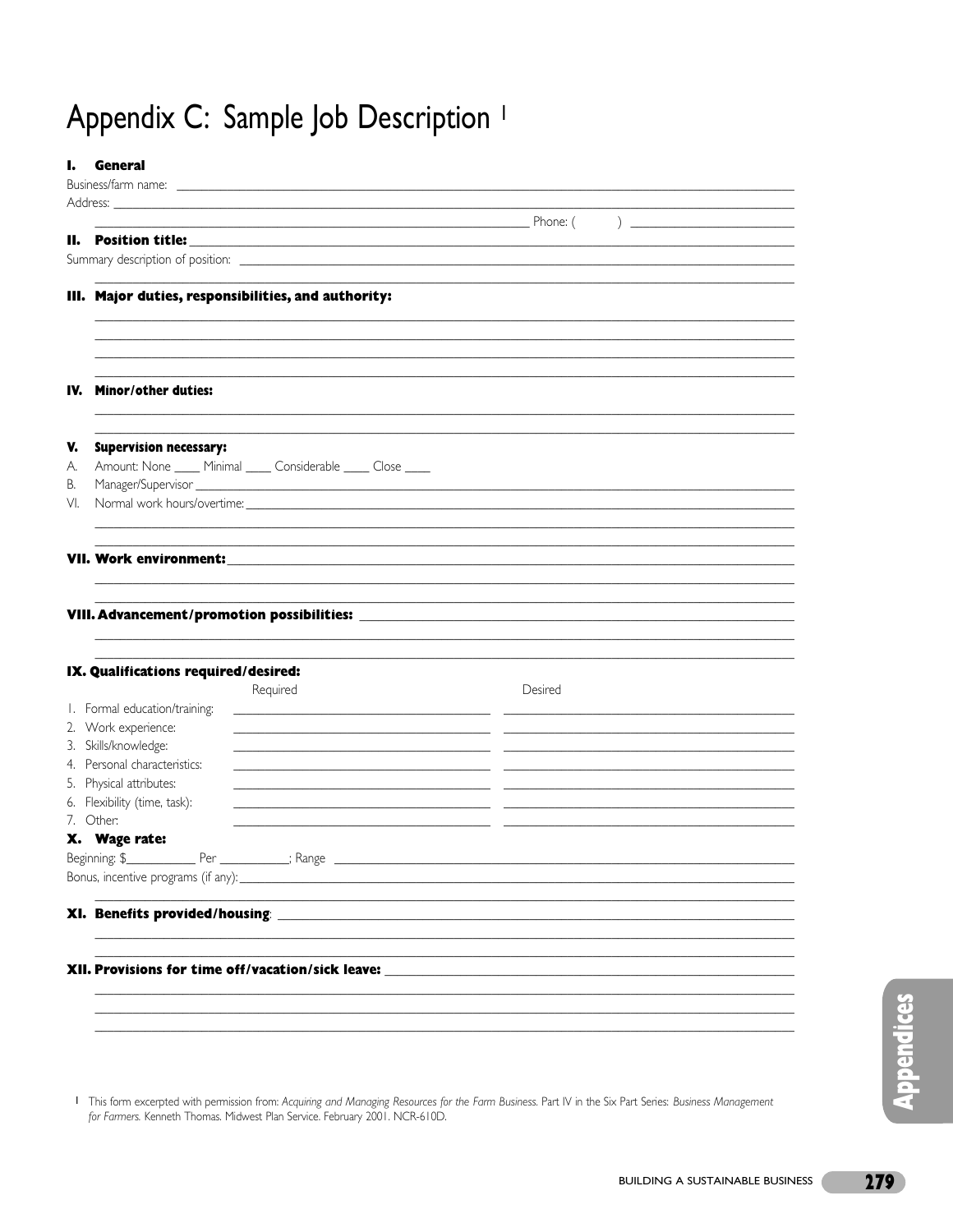# Appendix C: Sample Job Description [1]

## I. General

Business/farm name: ______________________________________________

Address: ______________________________________________

______________________________________________ Phone: ( ) ______________

## II. Position title: ______________________________________________

Summary description of position: ______________________________________________

______________________________________________

## III. Major duties, responsibilities, and authority:

______________________________________________

______________________________________________

______________________________________________

______________________________________________

## IV. Minor/other duties:

______________________________________________

______________________________________________

## V. Supervision necessary:

A. Amount: None ____ Minimal ____ Considerable ____ Close ____

B. Manager/Supervisor ______________________________________________

VI. Normal work hours/overtime: ______________________________________________

______________________________________________

______________________________________________

## VII. Work environment: ______________________________________________

______________________________________________

______________________________________________

## VIII. Advancement/promotion possibilities: ______________________________________________

______________________________________________

______________________________________________

## IX. Qualifications required/desired:

| | Required | Desired |
|---|---|---|
| 1. Formal education/training: | ______________ | ______________ |
| 2. Work experience: | ______________ | ______________ |
| 3. Skills/knowledge: | ______________ | ______________ |
| 4. Personal characteristics: | ______________ | ______________ |
| 5. Physical attributes: | ______________ | ______________ |
| 6. Flexibility (time, task): | ______________ | ______________ |
| 7. Other: | ______________ | ______________ |

## X. Wage rate:

Beginning: $__________ Per __________; Range ______________________________________________

Bonus, incentive programs (if any): ______________________________________________

______________________________________________

## XI. Benefits provided/housing: ______________________________________________

______________________________________________

______________________________________________

## XII. Provisions for time off/vacation/sick leave: ______________________________________________

______________________________________________

______________________________________________

______________________________________________

[1] This form excerpted with permission from: *Acquiring and Managing Resources for the Farm Business.* Part IV in the Six Part Series: *Business Management for Farmers.* Kenneth Thomas. Midwest Plan Service. February 2001. NCR-610D.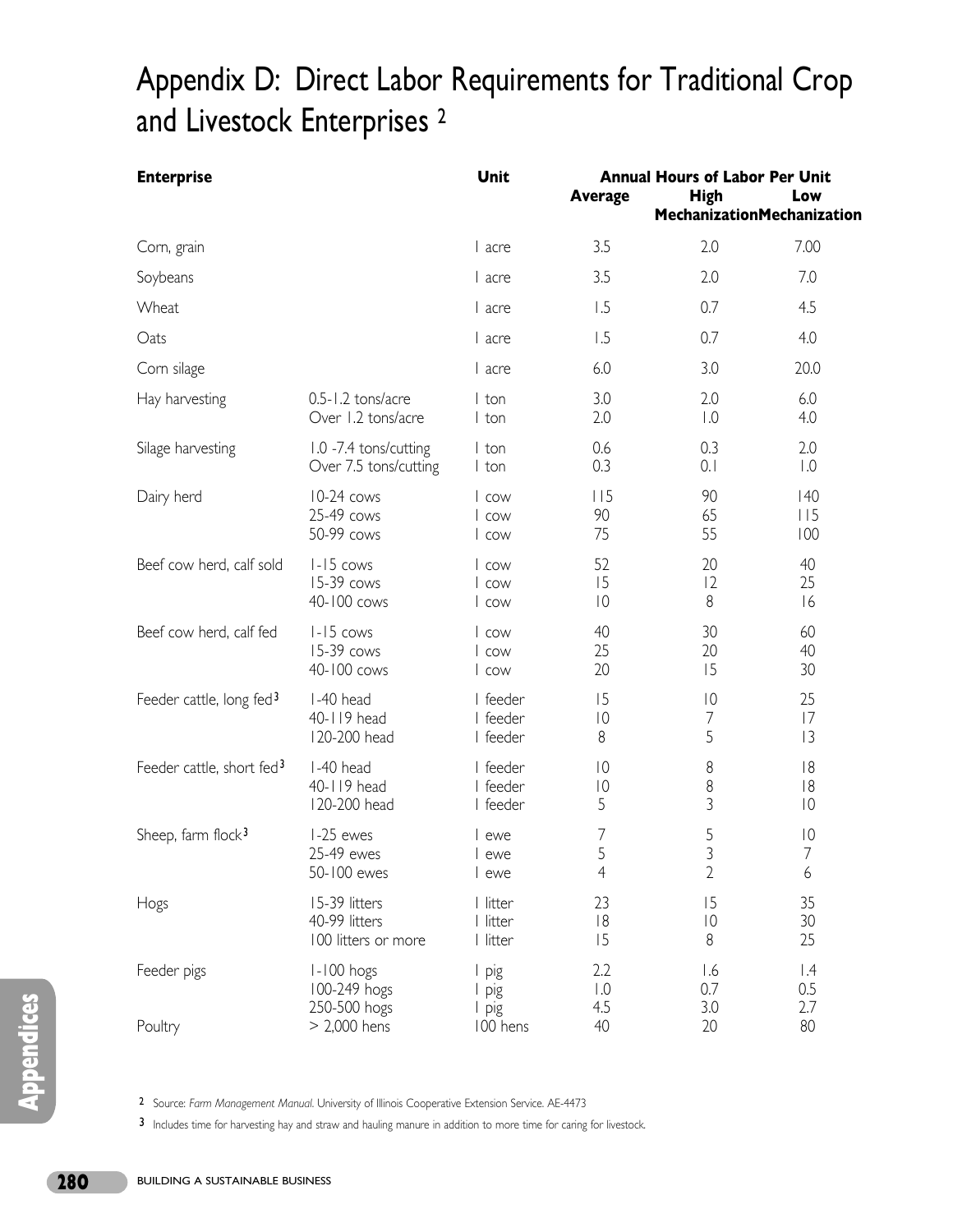# Appendix D: Direct Labor Requirements for Traditional Crop and Livestock Enterprises [2]

| Enterprise | | Unit | Annual Hours of Labor Per Unit | | |
|---|---|---|---|---|---|
| | | | Average | High Mechanization | Low Mechanization |
| Corn, grain | | 1 acre | 3.5 | 2.0 | 7.00 |
| Soybeans | | 1 acre | 3.5 | 2.0 | 7.0 |
| Wheat | | 1 acre | 1.5 | 0.7 | 4.5 |
| Oats | | 1 acre | 1.5 | 0.7 | 4.0 |
| Corn silage | | 1 acre | 6.0 | 3.0 | 20.0 |
| Hay harvesting | 0.5-1.2 tons/acre | 1 ton | 3.0 | 2.0 | 6.0 |
| | Over 1.2 tons/acre | 1 ton | 2.0 | 1.0 | 4.0 |
| Silage harvesting | 1.0 -7.4 tons/cutting | 1 ton | 0.6 | 0.3 | 2.0 |
| | Over 7.5 tons/cutting | 1 ton | 0.3 | 0.1 | 1.0 |
| Dairy herd | 10-24 cows | 1 cow | 115 | 90 | 140 |
| | 25-49 cows | 1 cow | 90 | 65 | 115 |
| | 50-99 cows | 1 cow | 75 | 55 | 100 |
| Beef cow herd, calf sold | 1-15 cows | 1 cow | 52 | 20 | 40 |
| | 15-39 cows | 1 cow | 15 | 12 | 25 |
| | 40-100 cows | 1 cow | 10 | 8 | 16 |
| Beef cow herd, calf fed | 1-15 cows | 1 cow | 40 | 30 | 60 |
| | 15-39 cows | 1 cow | 25 | 20 | 40 |
| | 40-100 cows | 1 cow | 20 | 15 | 30 |
| Feeder cattle, long fed[3] | 1-40 head | 1 feeder | 15 | 10 | 25 |
| | 40-119 head | 1 feeder | 10 | 7 | 17 |
| | 120-200 head | 1 feeder | 8 | 5 | 13 |
| Feeder cattle, short fed[3] | 1-40 head | 1 feeder | 10 | 8 | 18 |
| | 40-119 head | 1 feeder | 10 | 8 | 18 |
| | 120-200 head | 1 feeder | 5 | 3 | 10 |
| Sheep, farm flock[3] | 1-25 ewes | 1 ewe | 7 | 5 | 10 |
| | 25-49 ewes | 1 ewe | 5 | 3 | 7 |
| | 50-100 ewes | 1 ewe | 4 | 2 | 6 |
| Hogs | 15-39 litters | 1 litter | 23 | 15 | 35 |
| | 40-99 litters | 1 litter | 18 | 10 | 30 |
| | 100 litters or more | 1 litter | 15 | 8 | 25 |
| Feeder pigs | 1-100 hogs | 1 pig | 2.2 | 1.6 | 1.4 |
| | 100-249 hogs | 1 pig | 1.0 | 0.7 | 0.5 |
| | 250-500 hogs | 1 pig | 4.5 | 3.0 | 2.7 |
| Poultry | > 2,000 hens | 100 hens | 40 | 20 | 80 |

[2] Source: *Farm Management Manual*. University of Illinois Cooperative Extension Service. AE-4473

[3] Includes time for harvesting hay and straw and hauling manure in addition to more time for caring for livestock.